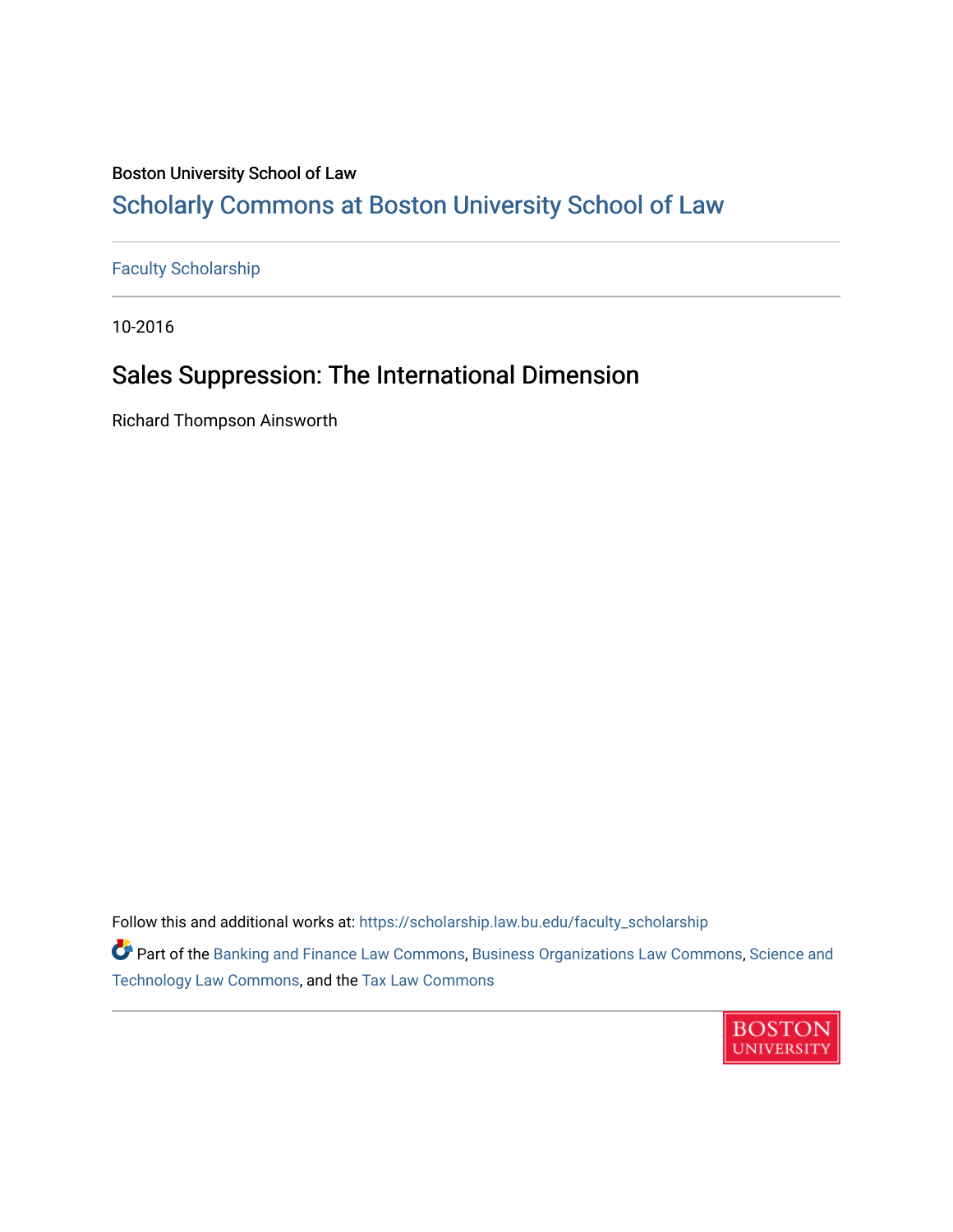Boston University School of Law

# Scholarly Commons at Boston University School of Law

Faculty Scholarship

10-2016

## Sales Suppression: The International Dimension

Richard Thompson Ainsworth

Follow this and additional works at: https://scholarship.law.bu.edu/faculty_scholarship

Part of the Banking and Finance Law Commons, Business Organizations Law Commons, Science and Technology Law Commons, and the Tax Law Commons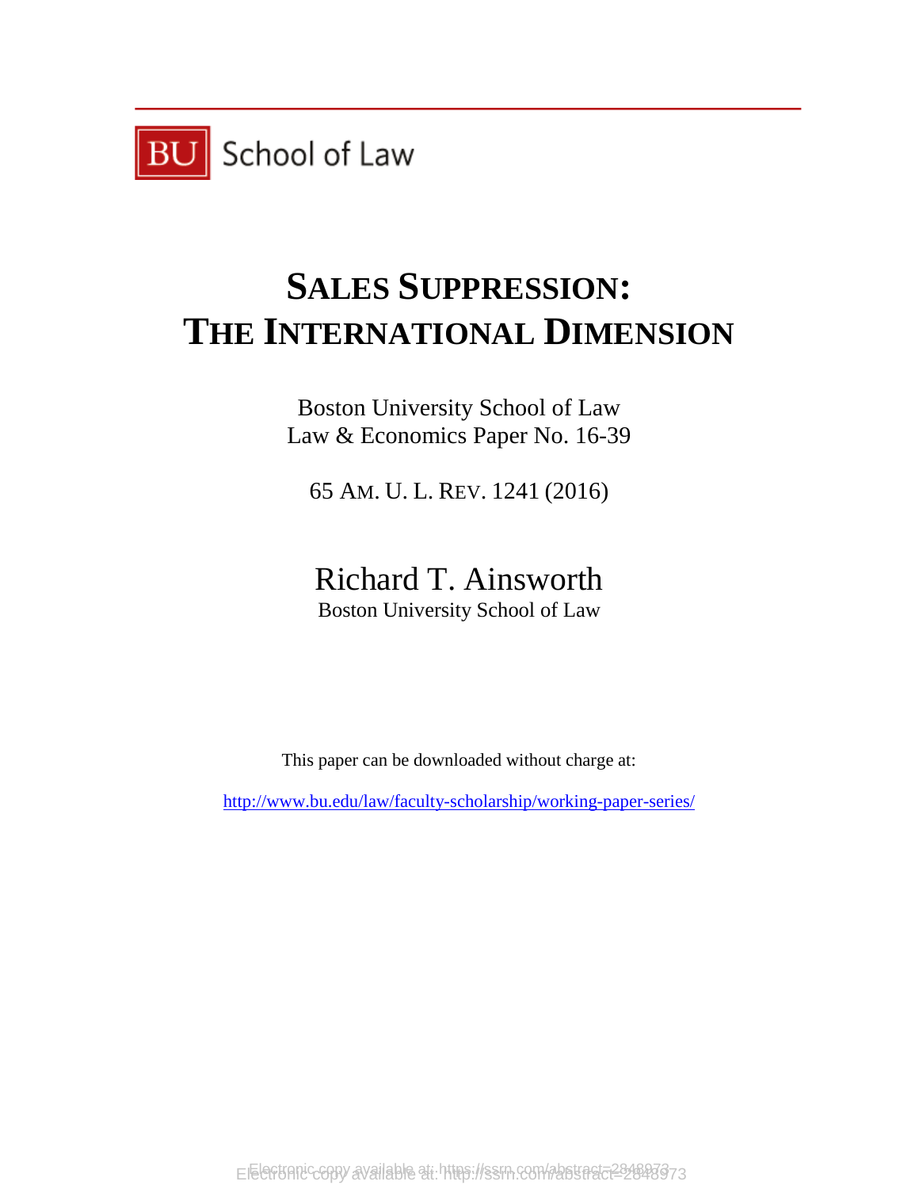BU School of Law

# SALES SUPPRESSION: THE INTERNATIONAL DIMENSION

Boston University School of Law
Law & Economics Paper No. 16-39

65 AM. U. L. REV. 1241 (2016)

Richard T. Ainsworth
Boston University School of Law

This paper can be downloaded without charge at:

http://www.bu.edu/law/faculty-scholarship/working-paper-series/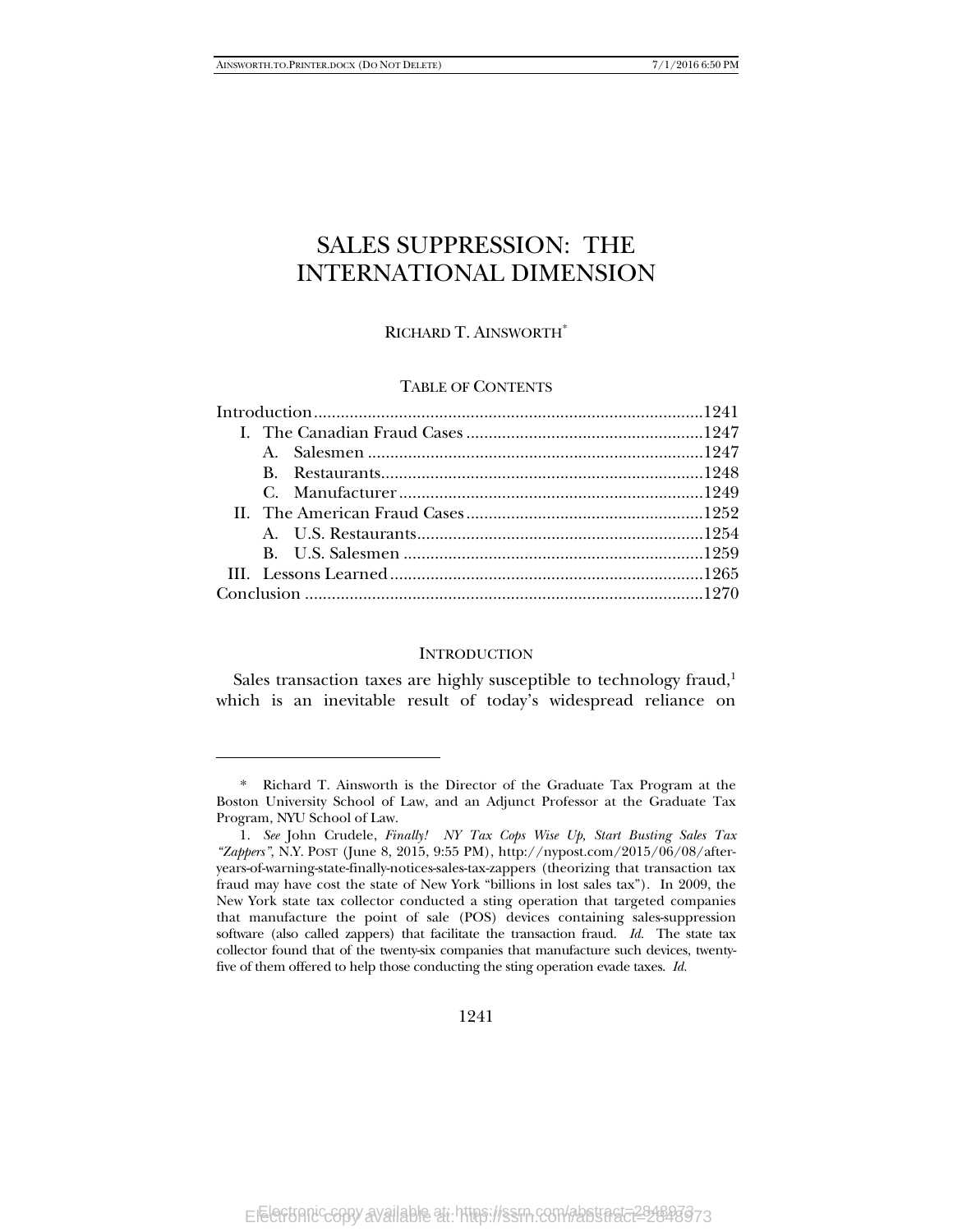# SALES SUPPRESSION: THE INTERNATIONAL DIMENSION

RICHARD T. AINSWORTH[*]

TABLE OF CONTENTS

Introduction ......................................................................................1241
- I. The Canadian Fraud Cases .....................................................1247
  - A. Salesmen ...........................................................................1247
  - B. Restaurants........................................................................1248
  - C. Manufacturer ....................................................................1249
- II. The American Fraud Cases .....................................................1252
  - A. U.S. Restaurants................................................................1254
  - B. U.S. Salesmen ...................................................................1259
- III. Lessons Learned ......................................................................1265

Conclusion .........................................................................................1270

## INTRODUCTION

Sales transaction taxes are highly susceptible to technology fraud,[1] which is an inevitable result of today's widespread reliance on

---

\* Richard T. Ainsworth is the Director of the Graduate Tax Program at the Boston University School of Law, and an Adjunct Professor at the Graduate Tax Program, NYU School of Law.

1. *See* John Crudele, *Finally! NY Tax Cops Wise Up, Start Busting Sales Tax "Zappers"*, N.Y. POST (June 8, 2015, 9:55 PM), http://nypost.com/2015/06/08/after-years-of-warning-state-finally-notices-sales-tax-zappers (theorizing that transaction tax fraud may have cost the state of New York "billions in lost sales tax"). In 2009, the New York state tax collector conducted a sting operation that targeted companies that manufacture the point of sale (POS) devices containing sales-suppression software (also called zappers) that facilitate the transaction fraud. *Id.* The state tax collector found that of the twenty-six companies that manufacture such devices, twenty-five of them offered to help those conducting the sting operation evade taxes. *Id.*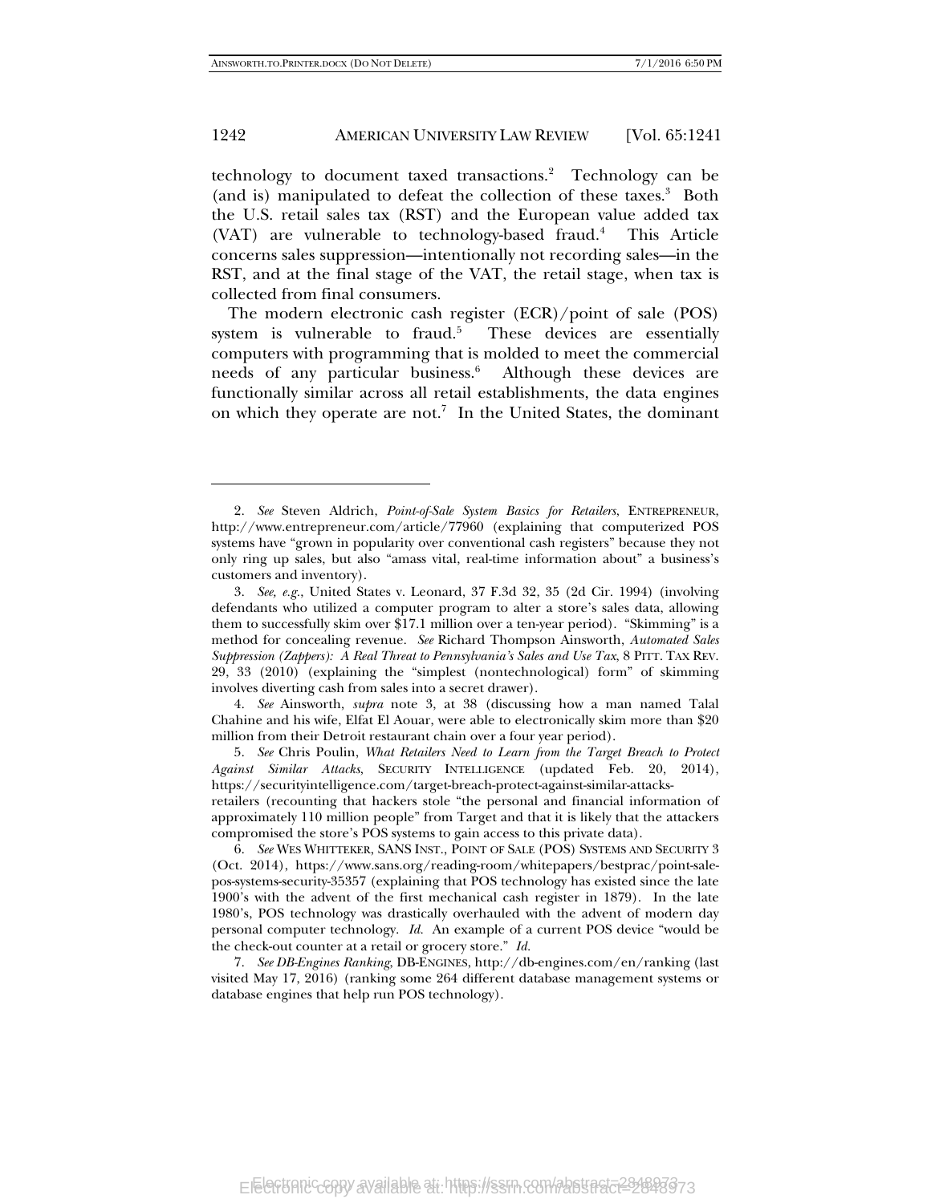technology to document taxed transactions.[2] Technology can be (and is) manipulated to defeat the collection of these taxes.[3] Both the U.S. retail sales tax (RST) and the European value added tax (VAT) are vulnerable to technology-based fraud.[4] This Article concerns sales suppression—intentionally not recording sales—in the RST, and at the final stage of the VAT, the retail stage, when tax is collected from final consumers.

The modern electronic cash register (ECR)/point of sale (POS) system is vulnerable to fraud.[5] These devices are essentially computers with programming that is molded to meet the commercial needs of any particular business.[6] Although these devices are functionally similar across all retail establishments, the data engines on which they operate are not.[7] In the United States, the dominant

---

2. *See* Steven Aldrich, *Point-of-Sale System Basics for Retailers*, ENTREPRENEUR, http://www.entrepreneur.com/article/77960 (explaining that computerized POS systems have "grown in popularity over conventional cash registers" because they not only ring up sales, but also "amass vital, real-time information about" a business's customers and inventory).

3. *See, e.g.*, United States v. Leonard, 37 F.3d 32, 35 (2d Cir. 1994) (involving defendants who utilized a computer program to alter a store's sales data, allowing them to successfully skim over $17.1 million over a ten-year period). "Skimming" is a method for concealing revenue. *See* Richard Thompson Ainsworth, *Automated Sales Suppression (Zappers): A Real Threat to Pennsylvania's Sales and Use Tax*, 8 PITT. TAX REV. 29, 33 (2010) (explaining the "simplest (nontechnological) form" of skimming involves diverting cash from sales into a secret drawer).

4. *See* Ainsworth, *supra* note 3, at 38 (discussing how a man named Talal Chahine and his wife, Elfat El Aouar, were able to electronically skim more than $20 million from their Detroit restaurant chain over a four year period).

5. *See* Chris Poulin, *What Retailers Need to Learn from the Target Breach to Protect Against Similar Attacks*, SECURITY INTELLIGENCE (updated Feb. 20, 2014), https://securityintelligence.com/target-breach-protect-against-similar-attacks-retailers (recounting that hackers stole "the personal and financial information of approximately 110 million people" from Target and that it is likely that the attackers compromised the store's POS systems to gain access to this private data).

6. *See* WES WHITTEKER, SANS INST., POINT OF SALE (POS) SYSTEMS AND SECURITY 3 (Oct. 2014), https://www.sans.org/reading-room/whitepapers/bestprac/point-sale-pos-systems-security-35357 (explaining that POS technology has existed since the late 1900's with the advent of the first mechanical cash register in 1879). In the late 1980's, POS technology was drastically overhauled with the advent of modern day personal computer technology. *Id.* An example of a current POS device "would be the check-out counter at a retail or grocery store." *Id.*

7. *See DB-Engines Ranking*, DB-ENGINES, http://db-engines.com/en/ranking (last visited May 17, 2016) (ranking some 264 different database management systems or database engines that help run POS technology).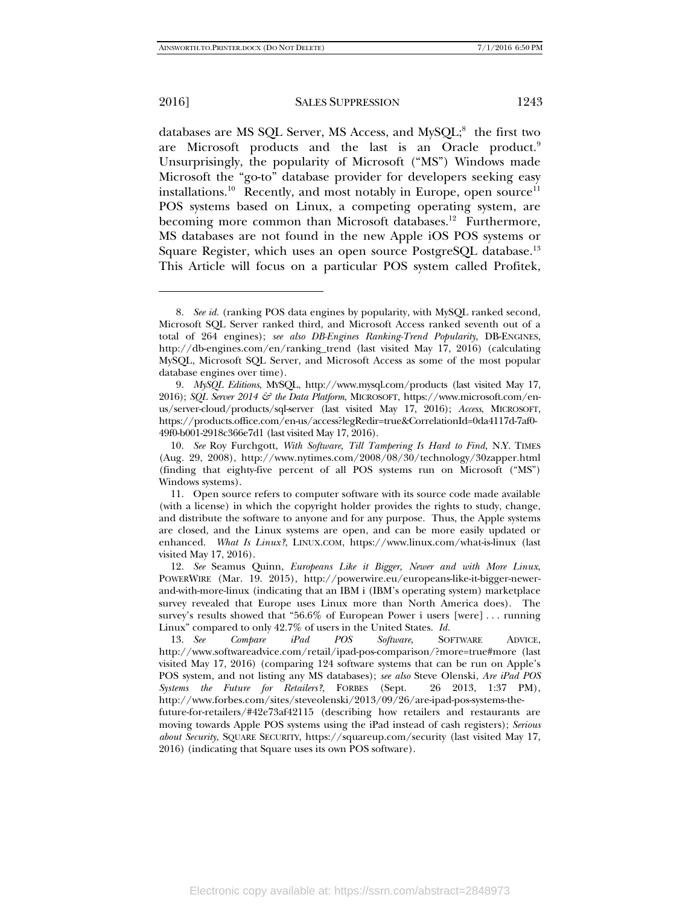databases are MS SQL Server, MS Access, and MySQL;[8] the first two are Microsoft products and the last is an Oracle product.[9] Unsurprisingly, the popularity of Microsoft ("MS") Windows made Microsoft the "go-to" database provider for developers seeking easy installations.[10] Recently, and most notably in Europe, open source[11] POS systems based on Linux, a competing operating system, are becoming more common than Microsoft databases.[12] Furthermore, MS databases are not found in the new Apple iOS POS systems or Square Register, which uses an open source PostgreSQL database.[13] This Article will focus on a particular POS system called Profitek,

---

8. *See id.* (ranking POS data engines by popularity, with MySQL ranked second, Microsoft SQL Server ranked third, and Microsoft Access ranked seventh out of a total of 264 engines); *see also DB-Engines Ranking-Trend Popularity*, DB-ENGINES, http://db-engines.com/en/ranking_trend (last visited May 17, 2016) (calculating MySQL, Microsoft SQL Server, and Microsoft Access as some of the most popular database engines over time).

9. *MySQL Editions*, MYSQL, http://www.mysql.com/products (last visited May 17, 2016); *SQL Server 2014 & the Data Platform*, MICROSOFT, https://www.microsoft.com/en-us/server-cloud/products/sql-server (last visited May 17, 2016); *Access*, MICROSOFT, https://products.office.com/en-us/access?legRedir=true&CorrelationId=0da4117d-7af0-49f0-b001-2918c366e7d1 (last visited May 17, 2016).

10. *See* Roy Furchgott, *With Software, Till Tampering Is Hard to Find*, N.Y. TIMES (Aug. 29, 2008), http://www.nytimes.com/2008/08/30/technology/30zapper.html (finding that eighty-five percent of all POS systems run on Microsoft ("MS") Windows systems).

11. Open source refers to computer software with its source code made available (with a license) in which the copyright holder provides the rights to study, change, and distribute the software to anyone and for any purpose. Thus, the Apple systems are closed, and the Linux systems are open, and can be more easily updated or enhanced. *What Is Linux?*, LINUX.COM, https://www.linux.com/what-is-linux (last visited May 17, 2016).

12. *See* Seamus Quinn, *Europeans Like it Bigger, Newer and with More Linux*, POWERWIRE (Mar. 19. 2015), http://powerwire.eu/europeans-like-it-bigger-newer-and-with-more-linux (indicating that an IBM i (IBM's operating system) marketplace survey revealed that Europe uses Linux more than North America does). The survey's results showed that "56.6% of European Power i users [were] . . . running Linux" compared to only 42.7% of users in the United States. *Id.*

13. *See Compare iPad POS Software*, SOFTWARE ADVICE, http://www.softwareadvice.com/retail/ipad-pos-comparison/?more=true#more (last visited May 17, 2016) (comparing 124 software systems that can be run on Apple's POS system, and not listing any MS databases); *see also* Steve Olenski, *Are iPad POS Systems the Future for Retailers?*, FORBES (Sept. 26 2013, 1:37 PM), http://www.forbes.com/sites/steveolenski/2013/09/26/are-ipad-pos-systems-the-future-for-retailers/#42e73af42115 (describing how retailers and restaurants are moving towards Apple POS systems using the iPad instead of cash registers); *Serious about Security*, SQUARE SECURITY, https://squareup.com/security (last visited May 17, 2016) (indicating that Square uses its own POS software).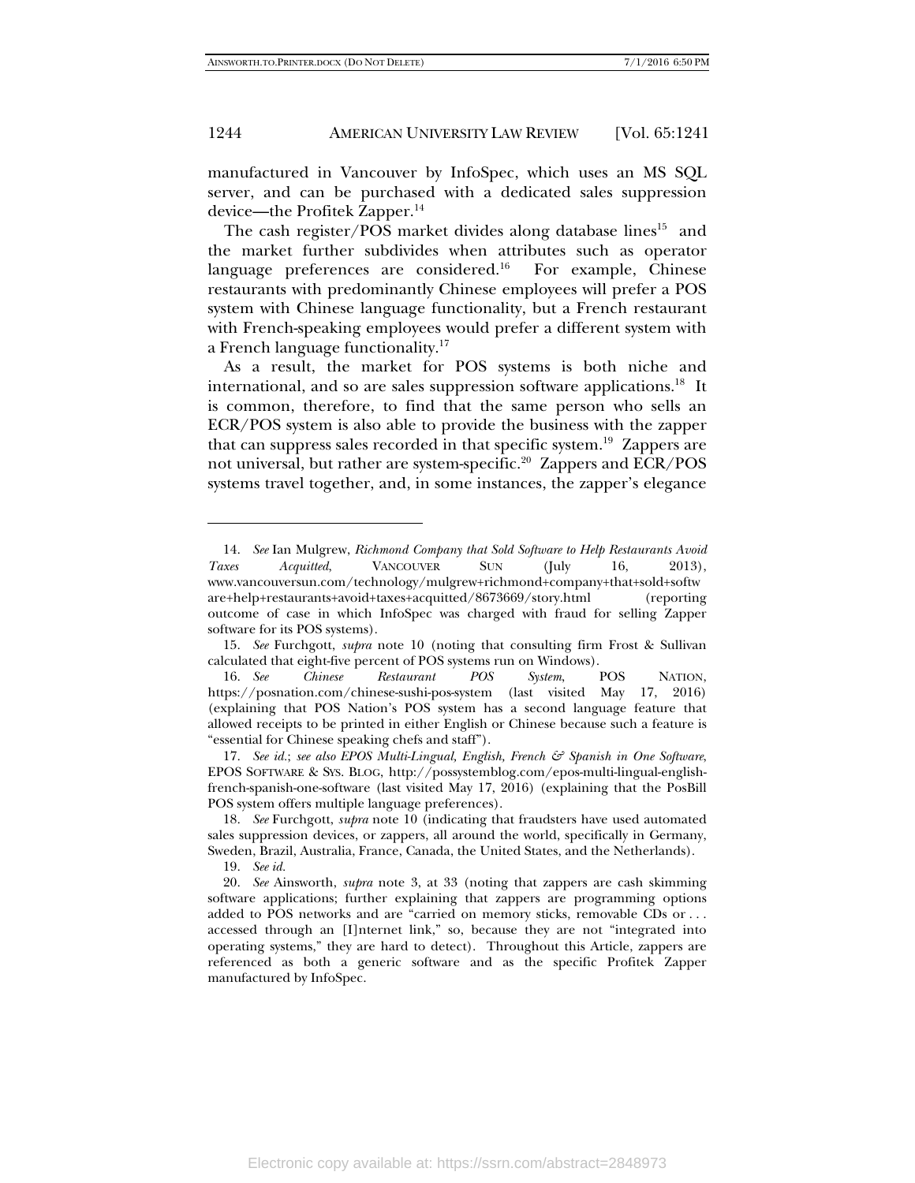manufactured in Vancouver by InfoSpec, which uses an MS SQL server, and can be purchased with a dedicated sales suppression device—the Profitek Zapper.[14]

The cash register/POS market divides along database lines[15] and the market further subdivides when attributes such as operator language preferences are considered.[16] For example, Chinese restaurants with predominantly Chinese employees will prefer a POS system with Chinese language functionality, but a French restaurant with French-speaking employees would prefer a different system with a French language functionality.[17]

As a result, the market for POS systems is both niche and international, and so are sales suppression software applications.[18] It is common, therefore, to find that the same person who sells an ECR/POS system is also able to provide the business with the zapper that can suppress sales recorded in that specific system.[19] Zappers are not universal, but rather are system-specific.[20] Zappers and ECR/POS systems travel together, and, in some instances, the zapper's elegance

---

14. *See* Ian Mulgrew, *Richmond Company that Sold Software to Help Restaurants Avoid Taxes Acquitted*, VANCOUVER SUN (July 16, 2013), www.vancouversun.com/technology/mulgrew+richmond+company+that+sold+software+help+restaurants+avoid+taxes+acquitted/8673669/story.html (reporting outcome of case in which InfoSpec was charged with fraud for selling Zapper software for its POS systems).

15. *See* Furchgott, *supra* note 10 (noting that consulting firm Frost & Sullivan calculated that eight-five percent of POS systems run on Windows).

16. *See Chinese Restaurant POS System*, POS NATION, https://posnation.com/chinese-sushi-pos-system (last visited May 17, 2016) (explaining that POS Nation's POS system has a second language feature that allowed receipts to be printed in either English or Chinese because such a feature is "essential for Chinese speaking chefs and staff").

17. *See id.*; *see also EPOS Multi-Lingual, English, French & Spanish in One Software*, EPOS SOFTWARE & SYS. BLOG, http://possystemblog.com/epos-multi-lingual-english-french-spanish-one-software (last visited May 17, 2016) (explaining that the PosBill POS system offers multiple language preferences).

18. *See* Furchgott, *supra* note 10 (indicating that fraudsters have used automated sales suppression devices, or zappers, all around the world, specifically in Germany, Sweden, Brazil, Australia, France, Canada, the United States, and the Netherlands).

19. *See id.*

20. *See* Ainsworth, *supra* note 3, at 33 (noting that zappers are cash skimming software applications; further explaining that zappers are programming options added to POS networks and are "carried on memory sticks, removable CDs or . . . accessed through an [I]nternet link," so, because they are not "integrated into operating systems," they are hard to detect). Throughout this Article, zappers are referenced as both a generic software and as the specific Profitek Zapper manufactured by InfoSpec.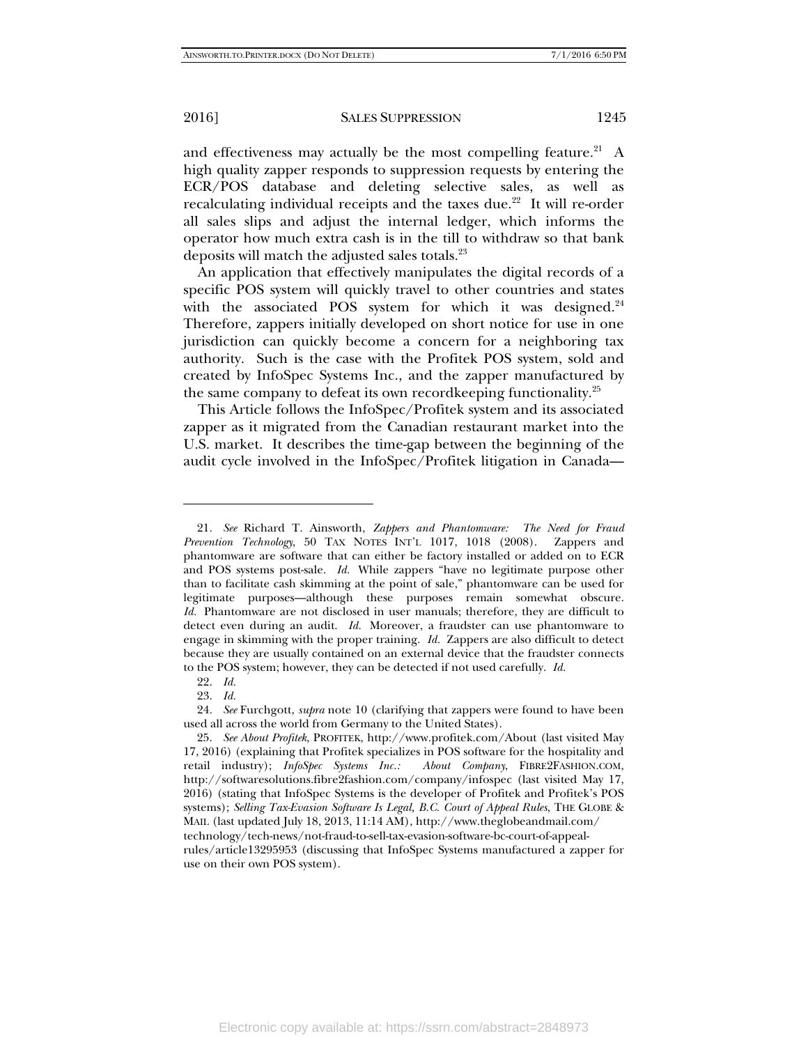and effectiveness may actually be the most compelling feature.[21] A high quality zapper responds to suppression requests by entering the ECR/POS database and deleting selective sales, as well as recalculating individual receipts and the taxes due.[22] It will re-order all sales slips and adjust the internal ledger, which informs the operator how much extra cash is in the till to withdraw so that bank deposits will match the adjusted sales totals.[23]

An application that effectively manipulates the digital records of a specific POS system will quickly travel to other countries and states with the associated POS system for which it was designed.[24] Therefore, zappers initially developed on short notice for use in one jurisdiction can quickly become a concern for a neighboring tax authority. Such is the case with the Profitek POS system, sold and created by InfoSpec Systems Inc., and the zapper manufactured by the same company to defeat its own recordkeeping functionality.[25]

This Article follows the InfoSpec/Profitek system and its associated zapper as it migrated from the Canadian restaurant market into the U.S. market. It describes the time-gap between the beginning of the audit cycle involved in the InfoSpec/Profitek litigation in Canada—

---

21. *See* Richard T. Ainsworth, *Zappers and Phantomware: The Need for Fraud Prevention Technology*, 50 TAX NOTES INT'L 1017, 1018 (2008). Zappers and phantomware are software that can either be factory installed or added on to ECR and POS systems post-sale. *Id.* While zappers "have no legitimate purpose other than to facilitate cash skimming at the point of sale," phantomware can be used for legitimate purposes—although these purposes remain somewhat obscure. *Id.* Phantomware are not disclosed in user manuals; therefore, they are difficult to detect even during an audit. *Id.* Moreover, a fraudster can use phantomware to engage in skimming with the proper training. *Id.* Zappers are also difficult to detect because they are usually contained on an external device that the fraudster connects to the POS system; however, they can be detected if not used carefully. *Id.*

22. *Id.*

23. *Id.*

24. *See* Furchgott, *supra* note 10 (clarifying that zappers were found to have been used all across the world from Germany to the United States).

25. *See About Profitek*, PROFITEK, http://www.profitek.com/About (last visited May 17, 2016) (explaining that Profitek specializes in POS software for the hospitality and retail industry); *InfoSpec Systems Inc.: About Company*, FIBRE2FASHION.COM, http://softwaresolutions.fibre2fashion.com/company/infospec (last visited May 17, 2016) (stating that InfoSpec Systems is the developer of Profitek and Profitek's POS systems); *Selling Tax-Evasion Software Is Legal, B.C. Court of Appeal Rules*, THE GLOBE & MAIL (last updated July 18, 2013, 11:14 AM), http://www.theglobeandmail.com/technology/tech-news/not-fraud-to-sell-tax-evasion-software-bc-court-of-appeal-rules/article13295953 (discussing that InfoSpec Systems manufactured a zapper for use on their own POS system).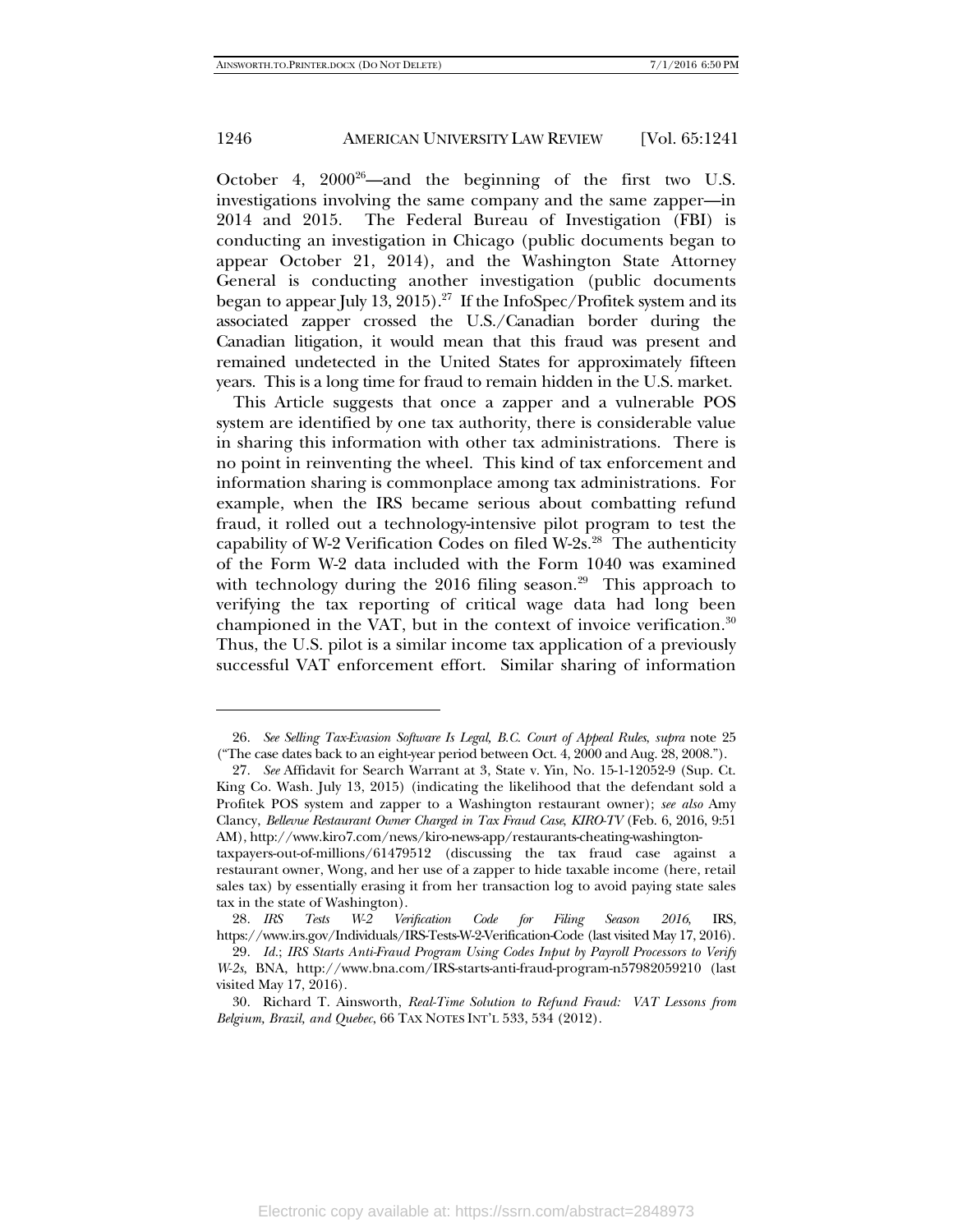October 4, 2000[26]—and the beginning of the first two U.S. investigations involving the same company and the same zapper—in 2014 and 2015. The Federal Bureau of Investigation (FBI) is conducting an investigation in Chicago (public documents began to appear October 21, 2014), and the Washington State Attorney General is conducting another investigation (public documents began to appear July 13, 2015).[27] If the InfoSpec/Profitek system and its associated zapper crossed the U.S./Canadian border during the Canadian litigation, it would mean that this fraud was present and remained undetected in the United States for approximately fifteen years. This is a long time for fraud to remain hidden in the U.S. market.

This Article suggests that once a zapper and a vulnerable POS system are identified by one tax authority, there is considerable value in sharing this information with other tax administrations. There is no point in reinventing the wheel. This kind of tax enforcement and information sharing is commonplace among tax administrations. For example, when the IRS became serious about combatting refund fraud, it rolled out a technology-intensive pilot program to test the capability of W-2 Verification Codes on filed W-2s.[28] The authenticity of the Form W-2 data included with the Form 1040 was examined with technology during the 2016 filing season.[29] This approach to verifying the tax reporting of critical wage data had long been championed in the VAT, but in the context of invoice verification.[30] Thus, the U.S. pilot is a similar income tax application of a previously successful VAT enforcement effort. Similar sharing of information

---

26. *See Selling Tax-Evasion Software Is Legal, B.C. Court of Appeal Rules*, *supra* note 25 ("The case dates back to an eight-year period between Oct. 4, 2000 and Aug. 28, 2008.").

27. *See* Affidavit for Search Warrant at 3, State v. Yin, No. 15-1-12052-9 (Sup. Ct. King Co. Wash. July 13, 2015) (indicating the likelihood that the defendant sold a Profitek POS system and zapper to a Washington restaurant owner); *see also* Amy Clancy, *Bellevue Restaurant Owner Charged in Tax Fraud Case*, *KIRO-TV* (Feb. 6, 2016, 9:51 AM), http://www.kiro7.com/news/kiro-news-app/restaurants-cheating-washington-taxpayers-out-of-millions/61479512 (discussing the tax fraud case against a restaurant owner, Wong, and her use of a zapper to hide taxable income (here, retail sales tax) by essentially erasing it from her transaction log to avoid paying state sales tax in the state of Washington).

28. *IRS Tests W-2 Verification Code for Filing Season 2016*, IRS, https://www.irs.gov/Individuals/IRS-Tests-W-2-Verification-Code (last visited May 17, 2016).

29. *Id.*; *IRS Starts Anti-Fraud Program Using Codes Input by Payroll Processors to Verify W-2s*, BNA, http://www.bna.com/IRS-starts-anti-fraud-program-n57982059210 (last visited May 17, 2016).

30. Richard T. Ainsworth, *Real-Time Solution to Refund Fraud: VAT Lessons from Belgium, Brazil, and Quebec*, 66 TAX NOTES INT'L 533, 534 (2012).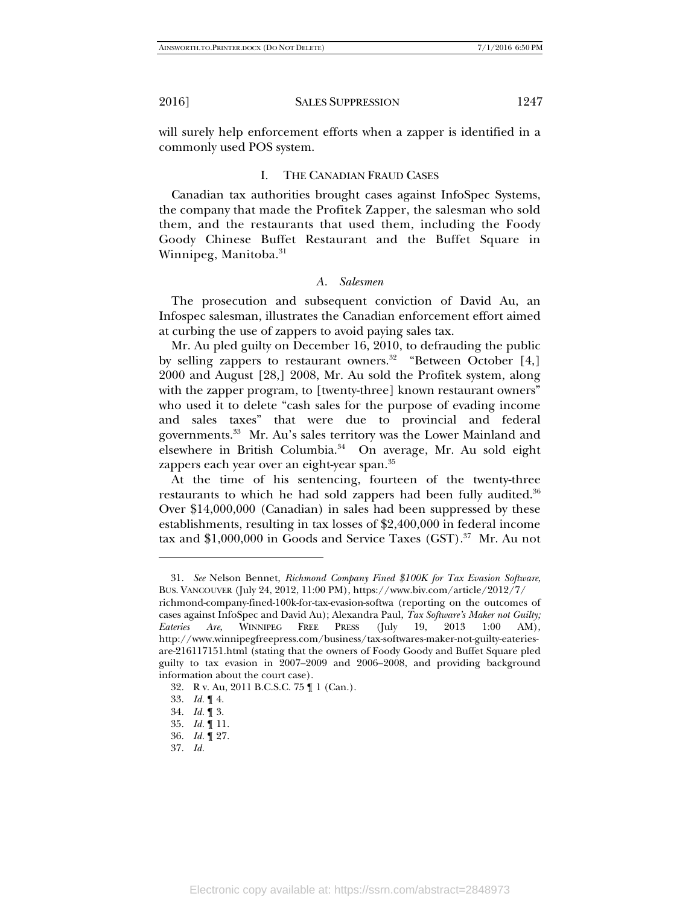will surely help enforcement efforts when a zapper is identified in a commonly used POS system.

## I. The Canadian Fraud Cases

Canadian tax authorities brought cases against InfoSpec Systems, the company that made the Profitek Zapper, the salesman who sold them, and the restaurants that used them, including the Foody Goody Chinese Buffet Restaurant and the Buffet Square in Winnipeg, Manitoba.[31]

### *A. Salesmen*

The prosecution and subsequent conviction of David Au, an Infospec salesman, illustrates the Canadian enforcement effort aimed at curbing the use of zappers to avoid paying sales tax.

Mr. Au pled guilty on December 16, 2010, to defrauding the public by selling zappers to restaurant owners.[32] "Between October [4,] 2000 and August [28,] 2008, Mr. Au sold the Profitek system, along with the zapper program, to [twenty-three] known restaurant owners" who used it to delete "cash sales for the purpose of evading income and sales taxes" that were due to provincial and federal governments.[33] Mr. Au's sales territory was the Lower Mainland and elsewhere in British Columbia.[34] On average, Mr. Au sold eight zappers each year over an eight-year span.[35]

At the time of his sentencing, fourteen of the twenty-three restaurants to which he had sold zappers had been fully audited.[36] Over $14,000,000 (Canadian) in sales had been suppressed by these establishments, resulting in tax losses of $2,400,000 in federal income tax and $1,000,000 in Goods and Service Taxes (GST).[37] Mr. Au not

---

31. *See* Nelson Bennet, *Richmond Company Fined $100K for Tax Evasion Software*, BUS. VANCOUVER (July 24, 2012, 11:00 PM), https://www.biv.com/article/2012/7/richmond-company-fined-100k-for-tax-evasion-softwa (reporting on the outcomes of cases against InfoSpec and David Au); Alexandra Paul, *Tax Software's Maker not Guilty; Eateries Are*, WINNIPEG FREE PRESS (July 19, 2013 1:00 AM), http://www.winnipegfreepress.com/business/tax-softwares-maker-not-guilty-eateries-are-216117151.html (stating that the owners of Foody Goody and Buffet Square pled guilty to tax evasion in 2007–2009 and 2006–2008, and providing background information about the court case).

32. R v. Au, 2011 B.C.S.C. 75 ¶ 1 (Can.).

33. *Id.* ¶ 4.

34. *Id.* ¶ 3.

35. *Id.* ¶ 11.

36. *Id.* ¶ 27.

37. *Id.*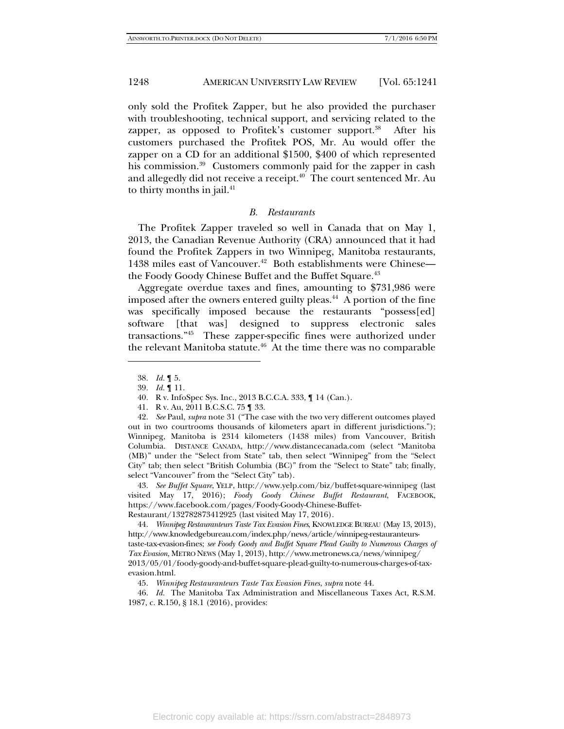only sold the Profitek Zapper, but he also provided the purchaser with troubleshooting, technical support, and servicing related to the zapper, as opposed to Profitek's customer support.[38] After his customers purchased the Profitek POS, Mr. Au would offer the zapper on a CD for an additional $1500, $400 of which represented his commission.[39] Customers commonly paid for the zapper in cash and allegedly did not receive a receipt.[40] The court sentenced Mr. Au to thirty months in jail.[41]

### *B. Restaurants*

The Profitek Zapper traveled so well in Canada that on May 1, 2013, the Canadian Revenue Authority (CRA) announced that it had found the Profitek Zappers in two Winnipeg, Manitoba restaurants, 1438 miles east of Vancouver.[42] Both establishments were Chinese—the Foody Goody Chinese Buffet and the Buffet Square.[43]

Aggregate overdue taxes and fines, amounting to $731,986 were imposed after the owners entered guilty pleas.[44] A portion of the fine was specifically imposed because the restaurants "possess[ed] software [that was] designed to suppress electronic sales transactions."[45] These zapper-specific fines were authorized under the relevant Manitoba statute.[46] At the time there was no comparable

---

38. *Id.* ¶ 5.

39. *Id.* ¶ 11.

40. R v. InfoSpec Sys. Inc., 2013 B.C.C.A. 333, ¶ 14 (Can.).

41. R v. Au, 2011 B.C.S.C. 75 ¶ 33.

42. *See* Paul, *supra* note 31 ("The case with the two very different outcomes played out in two courtrooms thousands of kilometers apart in different jurisdictions."); Winnipeg, Manitoba is 2314 kilometers (1438 miles) from Vancouver, British Columbia. DISTANCE CANADA, http://www.distancecanada.com (select "Manitoba (MB)" under the "Select from State" tab, then select "Winnipeg" from the "Select City" tab; then select "British Columbia (BC)" from the "Select to State" tab; finally, select "Vancouver" from the "Select City" tab).

43. *See Buffet Square*, YELP, http://www.yelp.com/biz/buffet-square-winnipeg (last visited May 17, 2016); *Foody Goody Chinese Buffet Restaurant*, FACEBOOK, https://www.facebook.com/pages/Foody-Goody-Chinese-Buffet-Restaurant/132782873412925 (last visited May 17, 2016).

44. *Winnipeg Restauranteurs Taste Tax Evasion Fines*, KNOWLEDGE BUREAU (May 13, 2013), http://www.knowledgebureau.com/index.php/news/article/winnipeg-restauranteurs-taste-tax-evasion-fines; *see Foody Goody and Buffet Square Plead Guilty to Numerous Charges of Tax Evasion*, METRO NEWS (May 1, 2013), http://www.metronews.ca/news/winnipeg/2013/05/01/foody-goody-and-buffet-square-plead-guilty-to-numerous-charges-of-tax-evasion.html.

45. *Winnipeg Restauranteurs Taste Tax Evasion Fines*, *supra* note 44.

46. *Id.* The Manitoba Tax Administration and Miscellaneous Taxes Act, R.S.M. 1987, c. R.150, § 18.1 (2016), provides: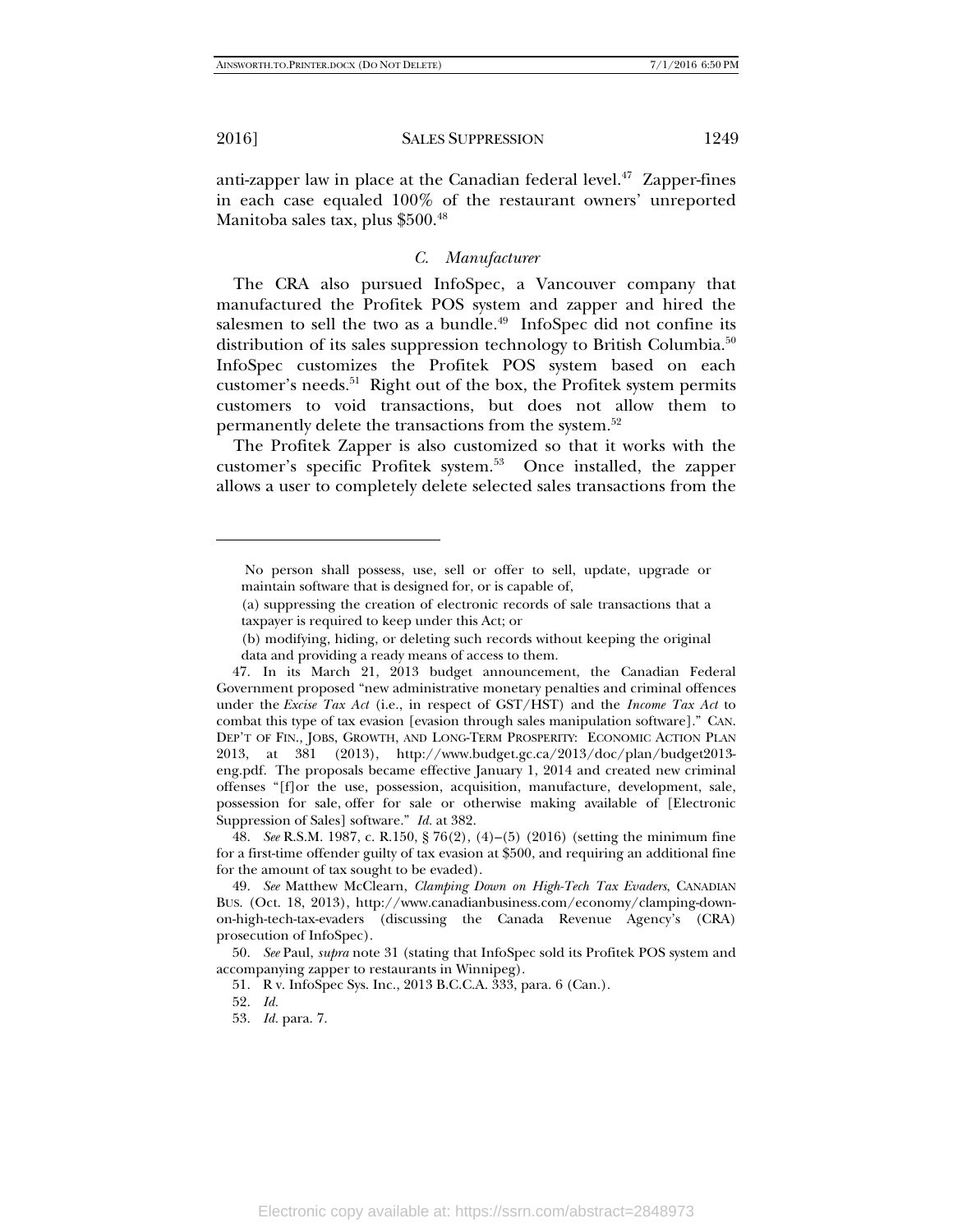anti-zapper law in place at the Canadian federal level.[47] Zapper-fines in each case equaled 100% of the restaurant owners' unreported Manitoba sales tax, plus $500.[48]

### *C. Manufacturer*

The CRA also pursued InfoSpec, a Vancouver company that manufactured the Profitek POS system and zapper and hired the salesmen to sell the two as a bundle.[49] InfoSpec did not confine its distribution of its sales suppression technology to British Columbia.[50] InfoSpec customizes the Profitek POS system based on each customer's needs.[51] Right out of the box, the Profitek system permits customers to void transactions, but does not allow them to permanently delete the transactions from the system.[52]

The Profitek Zapper is also customized so that it works with the customer's specific Profitek system.[53] Once installed, the zapper allows a user to completely delete selected sales transactions from the

---

> No person shall possess, use, sell or offer to sell, update, upgrade or maintain software that is designed for, or is capable of,
>
> (a) suppressing the creation of electronic records of sale transactions that a taxpayer is required to keep under this Act; or
>
> (b) modifying, hiding, or deleting such records without keeping the original data and providing a ready means of access to them.

47. In its March 21, 2013 budget announcement, the Canadian Federal Government proposed "new administrative monetary penalties and criminal offences under the *Excise Tax Act* (i.e., in respect of GST/HST) and the *Income Tax Act* to combat this type of tax evasion [evasion through sales manipulation software]." CAN. DEP'T OF FIN., JOBS, GROWTH, AND LONG-TERM PROSPERITY: ECONOMIC ACTION PLAN 2013, at 381 (2013), http://www.budget.gc.ca/2013/doc/plan/budget2013-eng.pdf. The proposals became effective January 1, 2014 and created new criminal offenses "[f]or the use, possession, acquisition, manufacture, development, sale, possession for sale, offer for sale or otherwise making available of [Electronic Suppression of Sales] software." *Id.* at 382.

48. *See* R.S.M. 1987, c. R.150, § 76(2), (4)–(5) (2016) (setting the minimum fine for a first-time offender guilty of tax evasion at $500, and requiring an additional fine for the amount of tax sought to be evaded).

49. *See* Matthew McClearn, *Clamping Down on High-Tech Tax Evaders*, CANADIAN BUS. (Oct. 18, 2013), http://www.canadianbusiness.com/economy/clamping-down-on-high-tech-tax-evaders (discussing the Canada Revenue Agency's (CRA) prosecution of InfoSpec).

50. *See* Paul, *supra* note 31 (stating that InfoSpec sold its Profitek POS system and accompanying zapper to restaurants in Winnipeg).

51. R v. InfoSpec Sys. Inc., 2013 B.C.C.A. 333, para. 6 (Can.).

52. *Id.*

53. *Id.* para. 7.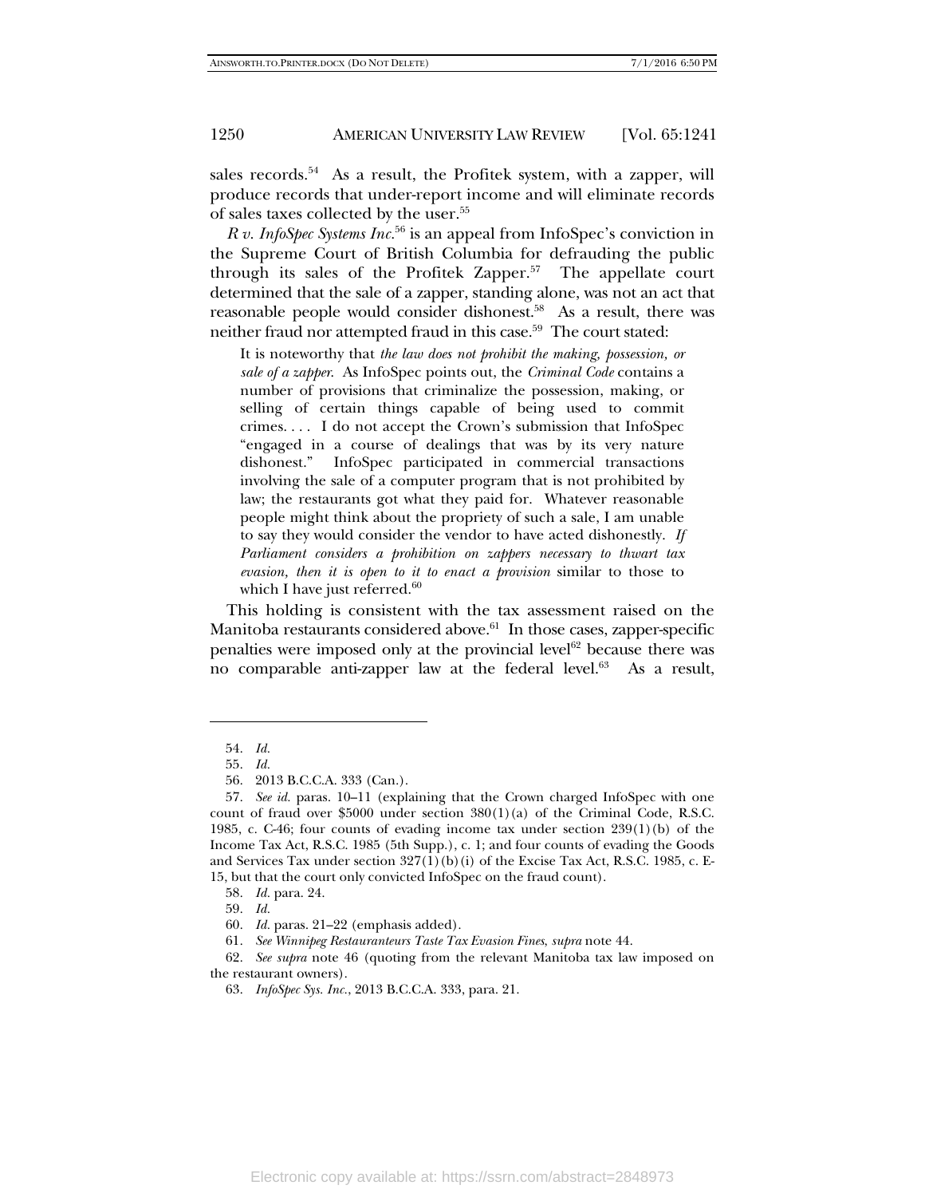sales records.[54] As a result, the Profitek system, with a zapper, will produce records that under-report income and will eliminate records of sales taxes collected by the user.[55]

*R v. InfoSpec Systems Inc.*[56] is an appeal from InfoSpec's conviction in the Supreme Court of British Columbia for defrauding the public through its sales of the Profitek Zapper.[57] The appellate court determined that the sale of a zapper, standing alone, was not an act that reasonable people would consider dishonest.[58] As a result, there was neither fraud nor attempted fraud in this case.[59] The court stated:

> It is noteworthy that *the law does not prohibit the making, possession, or sale of a zapper*. As InfoSpec points out, the *Criminal Code* contains a number of provisions that criminalize the possession, making, or selling of certain things capable of being used to commit crimes. . . . I do not accept the Crown's submission that InfoSpec "engaged in a course of dealings that was by its very nature dishonest." InfoSpec participated in commercial transactions involving the sale of a computer program that is not prohibited by law; the restaurants got what they paid for. Whatever reasonable people might think about the propriety of such a sale, I am unable to say they would consider the vendor to have acted dishonestly. *If Parliament considers a prohibition on zappers necessary to thwart tax evasion, then it is open to it to enact a provision* similar to those to which I have just referred.[60]

This holding is consistent with the tax assessment raised on the Manitoba restaurants considered above.[61] In those cases, zapper-specific penalties were imposed only at the provincial level[62] because there was no comparable anti-zapper law at the federal level.[63] As a result,

---

54. *Id.*

55. *Id.*

56. 2013 B.C.C.A. 333 (Can.).

57. *See id.* paras. 10–11 (explaining that the Crown charged InfoSpec with one count of fraud over $5000 under section 380(1)(a) of the Criminal Code, R.S.C. 1985, c. C-46; four counts of evading income tax under section 239(1)(b) of the Income Tax Act, R.S.C. 1985 (5th Supp.), c. 1; and four counts of evading the Goods and Services Tax under section 327(1)(b)(i) of the Excise Tax Act, R.S.C. 1985, c. E-15, but that the court only convicted InfoSpec on the fraud count).

58. *Id.* para. 24.

59. *Id.*

60. *Id.* paras. 21–22 (emphasis added).

61. *See Winnipeg Restauranteurs Taste Tax Evasion Fines*, *supra* note 44.

62. *See supra* note 46 (quoting from the relevant Manitoba tax law imposed on the restaurant owners).

63. *InfoSpec Sys. Inc.*, 2013 B.C.C.A. 333, para. 21.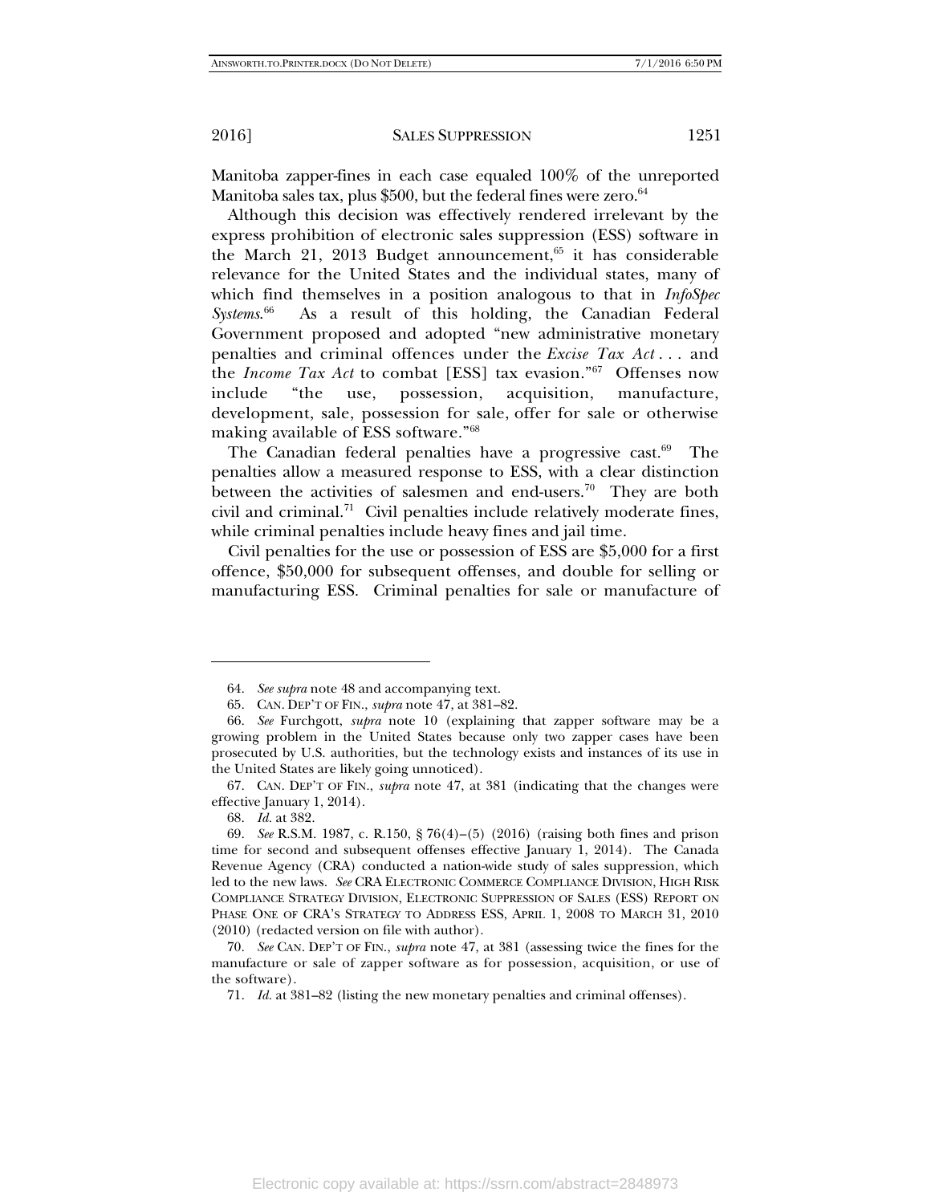Manitoba zapper-fines in each case equaled 100% of the unreported Manitoba sales tax, plus $500, but the federal fines were zero.[64]

Although this decision was effectively rendered irrelevant by the express prohibition of electronic sales suppression (ESS) software in the March 21, 2013 Budget announcement,[65] it has considerable relevance for the United States and the individual states, many of which find themselves in a position analogous to that in *InfoSpec Systems*.[66] As a result of this holding, the Canadian Federal Government proposed and adopted "new administrative monetary penalties and criminal offences under the *Excise Tax Act* . . . and the *Income Tax Act* to combat [ESS] tax evasion."[67] Offenses now include "the use, possession, acquisition, manufacture, development, sale, possession for sale, offer for sale or otherwise making available of ESS software."[68]

The Canadian federal penalties have a progressive cast.[69] The penalties allow a measured response to ESS, with a clear distinction between the activities of salesmen and end-users.[70] They are both civil and criminal.[71] Civil penalties include relatively moderate fines, while criminal penalties include heavy fines and jail time.

Civil penalties for the use or possession of ESS are $5,000 for a first offence, $50,000 for subsequent offenses, and double for selling or manufacturing ESS. Criminal penalties for sale or manufacture of

---

64. *See supra* note 48 and accompanying text.

65. CAN. DEP'T OF FIN., *supra* note 47, at 381–82.

66. *See* Furchgott, *supra* note 10 (explaining that zapper software may be a growing problem in the United States because only two zapper cases have been prosecuted by U.S. authorities, but the technology exists and instances of its use in the United States are likely going unnoticed).

67. CAN. DEP'T OF FIN., *supra* note 47, at 381 (indicating that the changes were effective January 1, 2014).

68. *Id.* at 382.

69. *See* R.S.M. 1987, c. R.150, § 76(4)–(5) (2016) (raising both fines and prison time for second and subsequent offenses effective January 1, 2014). The Canada Revenue Agency (CRA) conducted a nation-wide study of sales suppression, which led to the new laws. *See* CRA ELECTRONIC COMMERCE COMPLIANCE DIVISION, HIGH RISK COMPLIANCE STRATEGY DIVISION, ELECTRONIC SUPPRESSION OF SALES (ESS) REPORT ON PHASE ONE OF CRA'S STRATEGY TO ADDRESS ESS, APRIL 1, 2008 TO MARCH 31, 2010 (2010) (redacted version on file with author).

70. *See* CAN. DEP'T OF FIN., *supra* note 47, at 381 (assessing twice the fines for the manufacture or sale of zapper software as for possession, acquisition, or use of the software).

71. *Id.* at 381–82 (listing the new monetary penalties and criminal offenses).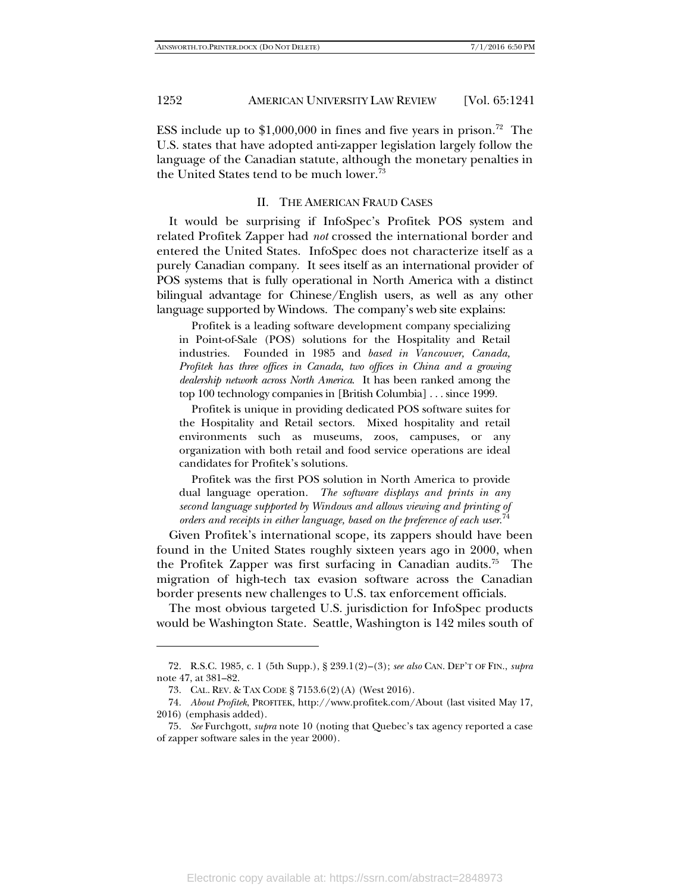ESS include up to $1,000,000 in fines and five years in prison.[72] The U.S. states that have adopted anti-zapper legislation largely follow the language of the Canadian statute, although the monetary penalties in the United States tend to be much lower.[73]

## II. THE AMERICAN FRAUD CASES

It would be surprising if InfoSpec's Profitek POS system and related Profitek Zapper had *not* crossed the international border and entered the United States. InfoSpec does not characterize itself as a purely Canadian company. It sees itself as an international provider of POS systems that is fully operational in North America with a distinct bilingual advantage for Chinese/English users, as well as any other language supported by Windows. The company's web site explains:

> Profitek is a leading software development company specializing in Point-of-Sale (POS) solutions for the Hospitality and Retail industries. Founded in 1985 and *based in Vancouver, Canada, Profitek has three offices in Canada, two offices in China and a growing dealership network across North America*. It has been ranked among the top 100 technology companies in [British Columbia] . . . since 1999.
>
> Profitek is unique in providing dedicated POS software suites for the Hospitality and Retail sectors. Mixed hospitality and retail environments such as museums, zoos, campuses, or any organization with both retail and food service operations are ideal candidates for Profitek's solutions.
>
> Profitek was the first POS solution in North America to provide dual language operation. *The software displays and prints in any second language supported by Windows and allows viewing and printing of orders and receipts in either language, based on the preference of each user.*[74]

Given Profitek's international scope, its zappers should have been found in the United States roughly sixteen years ago in 2000, when the Profitek Zapper was first surfacing in Canadian audits.[75] The migration of high-tech tax evasion software across the Canadian border presents new challenges to U.S. tax enforcement officials.

The most obvious targeted U.S. jurisdiction for InfoSpec products would be Washington State. Seattle, Washington is 142 miles south of

---

72. R.S.C. 1985, c. 1 (5th Supp.), § 239.1(2)–(3); *see also* CAN. DEP'T OF FIN., *supra* note 47, at 381–82.

73. CAL. REV. & TAX CODE § 7153.6(2)(A) (West 2016).

74. *About Profitek*, PROFITEK, http://www.profitek.com/About (last visited May 17, 2016) (emphasis added).

75. *See* Furchgott, *supra* note 10 (noting that Quebec's tax agency reported a case of zapper software sales in the year 2000).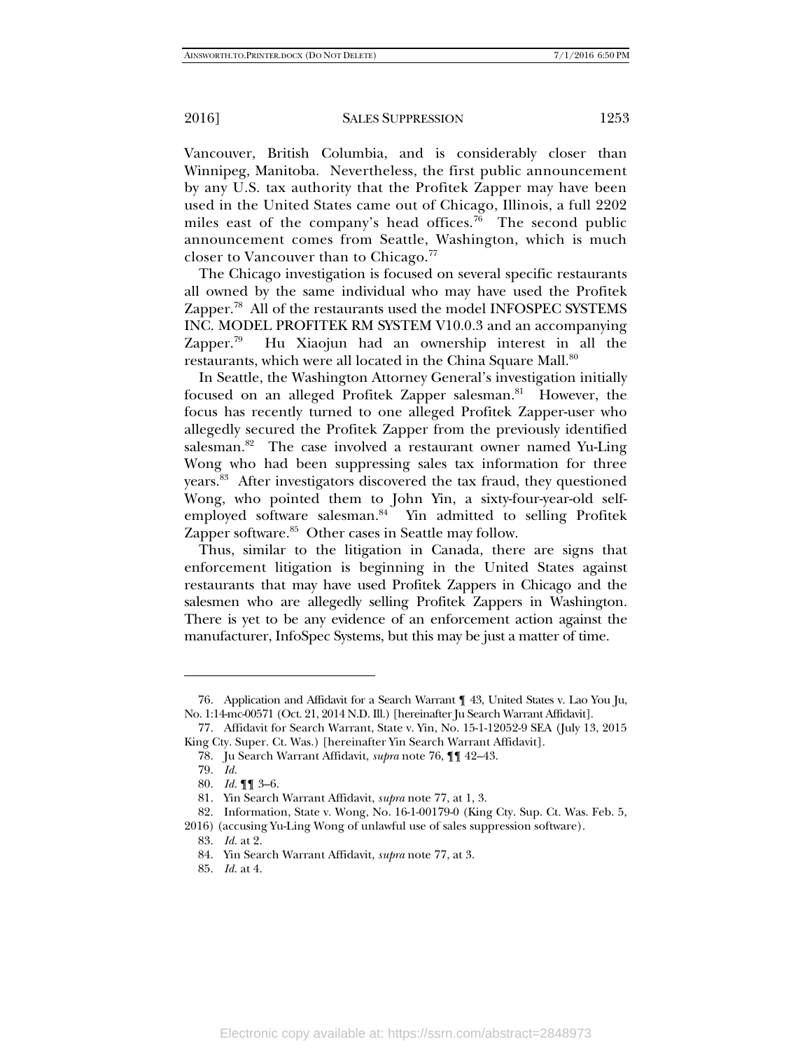Vancouver, British Columbia, and is considerably closer than Winnipeg, Manitoba. Nevertheless, the first public announcement by any U.S. tax authority that the Profitek Zapper may have been used in the United States came out of Chicago, Illinois, a full 2202 miles east of the company's head offices.[76] The second public announcement comes from Seattle, Washington, which is much closer to Vancouver than to Chicago.[77]

The Chicago investigation is focused on several specific restaurants all owned by the same individual who may have used the Profitek Zapper.[78] All of the restaurants used the model INFOSPEC SYSTEMS INC. MODEL PROFITEK RM SYSTEM V10.0.3 and an accompanying Zapper.[79] Hu Xiaojun had an ownership interest in all the restaurants, which were all located in the China Square Mall.[80]

In Seattle, the Washington Attorney General's investigation initially focused on an alleged Profitek Zapper salesman.[81] However, the focus has recently turned to one alleged Profitek Zapper-user who allegedly secured the Profitek Zapper from the previously identified salesman.[82] The case involved a restaurant owner named Yu-Ling Wong who had been suppressing sales tax information for three years.[83] After investigators discovered the tax fraud, they questioned Wong, who pointed them to John Yin, a sixty-four-year-old self-employed software salesman.[84] Yin admitted to selling Profitek Zapper software.[85] Other cases in Seattle may follow.

Thus, similar to the litigation in Canada, there are signs that enforcement litigation is beginning in the United States against restaurants that may have used Profitek Zappers in Chicago and the salesmen who are allegedly selling Profitek Zappers in Washington. There is yet to be any evidence of an enforcement action against the manufacturer, InfoSpec Systems, but this may be just a matter of time.

---

76. Application and Affidavit for a Search Warrant ¶ 43, United States v. Lao You Ju, No. 1:14-mc-00571 (Oct. 21, 2014 N.D. Ill.) [hereinafter Ju Search Warrant Affidavit].

77. Affidavit for Search Warrant, State v. Yin, No. 15-1-12052-9 SEA (July 13, 2015 King Cty. Super. Ct. Was.) [hereinafter Yin Search Warrant Affidavit].

78. Ju Search Warrant Affidavit, *supra* note 76, ¶¶ 42–43.

79. *Id.*

80. *Id.* ¶¶ 3–6.

81. Yin Search Warrant Affidavit, *supra* note 77, at 1, 3.

82. Information, State v. Wong, No. 16-1-00179-0 (King Cty. Sup. Ct. Was. Feb. 5, 2016) (accusing Yu-Ling Wong of unlawful use of sales suppression software).

83. *Id.* at 2.

84. Yin Search Warrant Affidavit, *supra* note 77, at 3.

85. *Id.* at 4.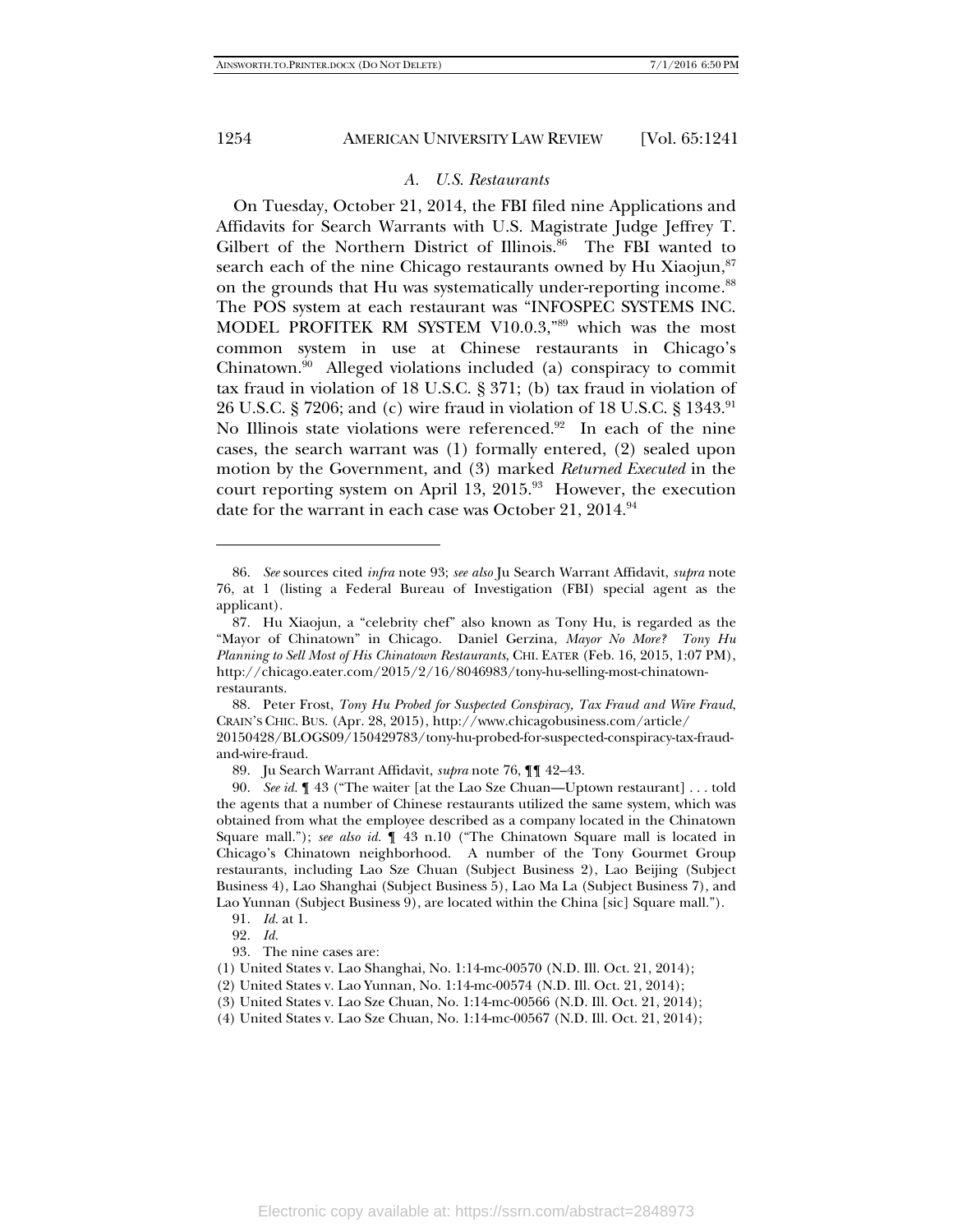### *A. U.S. Restaurants*

On Tuesday, October 21, 2014, the FBI filed nine Applications and Affidavits for Search Warrants with U.S. Magistrate Judge Jeffrey T. Gilbert of the Northern District of Illinois.[86] The FBI wanted to search each of the nine Chicago restaurants owned by Hu Xiaojun,[87] on the grounds that Hu was systematically under-reporting income.[88] The POS system at each restaurant was "INFOSPEC SYSTEMS INC. MODEL PROFITEK RM SYSTEM V10.0.3,"[89] which was the most common system in use at Chinese restaurants in Chicago's Chinatown.[90] Alleged violations included (a) conspiracy to commit tax fraud in violation of 18 U.S.C. § 371; (b) tax fraud in violation of 26 U.S.C. § 7206; and (c) wire fraud in violation of 18 U.S.C. § 1343.[91] No Illinois state violations were referenced.[92] In each of the nine cases, the search warrant was (1) formally entered, (2) sealed upon motion by the Government, and (3) marked *Returned Executed* in the court reporting system on April 13, 2015.[93] However, the execution date for the warrant in each case was October 21, 2014.[94]

---

86. *See* sources cited *infra* note 93; *see also* Ju Search Warrant Affidavit, *supra* note 76, at 1 (listing a Federal Bureau of Investigation (FBI) special agent as the applicant).

87. Hu Xiaojun, a "celebrity chef" also known as Tony Hu, is regarded as the "Mayor of Chinatown" in Chicago. Daniel Gerzina, *Mayor No More? Tony Hu Planning to Sell Most of His Chinatown Restaurants*, CHI. EATER (Feb. 16, 2015, 1:07 PM), http://chicago.eater.com/2015/2/16/8046983/tony-hu-selling-most-chinatown-restaurants.

88. Peter Frost, *Tony Hu Probed for Suspected Conspiracy, Tax Fraud and Wire Fraud*, CRAIN'S CHIC. BUS. (Apr. 28, 2015), http://www.chicagobusiness.com/article/20150428/BLOGS09/150429783/tony-hu-probed-for-suspected-conspiracy-tax-fraud-and-wire-fraud.

89. Ju Search Warrant Affidavit, *supra* note 76, ¶¶ 42–43.

90. *See id.* ¶ 43 ("The waiter [at the Lao Sze Chuan—Uptown restaurant] . . . told the agents that a number of Chinese restaurants utilized the same system, which was obtained from what the employee described as a company located in the Chinatown Square mall."); *see also id.* ¶ 43 n.10 ("The Chinatown Square mall is located in Chicago's Chinatown neighborhood. A number of the Tony Gourmet Group restaurants, including Lao Sze Chuan (Subject Business 2), Lao Beijing (Subject Business 4), Lao Shanghai (Subject Business 5), Lao Ma La (Subject Business 7), and Lao Yunnan (Subject Business 9), are located within the China [sic] Square mall.").

91. *Id.* at 1.

92. *Id.*

93. The nine cases are:

(1) United States v. Lao Shanghai, No. 1:14-mc-00570 (N.D. Ill. Oct. 21, 2014);

(2) United States v. Lao Yunnan, No. 1:14-mc-00574 (N.D. Ill. Oct. 21, 2014);

(3) United States v. Lao Sze Chuan, No. 1:14-mc-00566 (N.D. Ill. Oct. 21, 2014);

(4) United States v. Lao Sze Chuan, No. 1:14-mc-00567 (N.D. Ill. Oct. 21, 2014);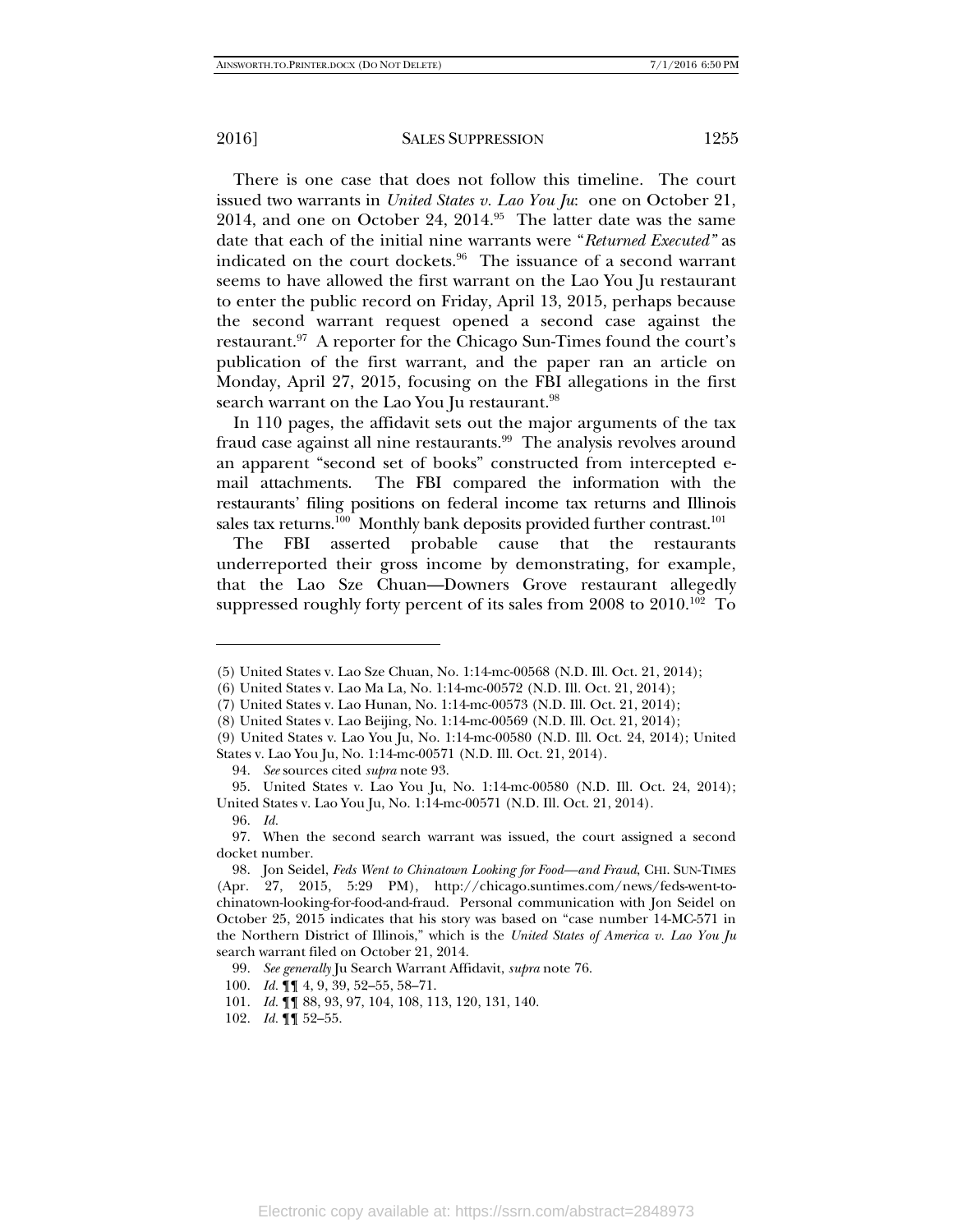There is one case that does not follow this timeline. The court issued two warrants in *United States v. Lao You Ju*: one on October 21, 2014, and one on October 24, 2014.[95] The latter date was the same date that each of the initial nine warrants were "*Returned Executed*" as indicated on the court dockets.[96] The issuance of a second warrant seems to have allowed the first warrant on the Lao You Ju restaurant to enter the public record on Friday, April 13, 2015, perhaps because the second warrant request opened a second case against the restaurant.[97] A reporter for the Chicago Sun-Times found the court's publication of the first warrant, and the paper ran an article on Monday, April 27, 2015, focusing on the FBI allegations in the first search warrant on the Lao You Ju restaurant.[98]

In 110 pages, the affidavit sets out the major arguments of the tax fraud case against all nine restaurants.[99] The analysis revolves around an apparent "second set of books" constructed from intercepted e-mail attachments. The FBI compared the information with the restaurants' filing positions on federal income tax returns and Illinois sales tax returns.[100] Monthly bank deposits provided further contrast.[101]

The FBI asserted probable cause that the restaurants underreported their gross income by demonstrating, for example, that the Lao Sze Chuan—Downers Grove restaurant allegedly suppressed roughly forty percent of its sales from 2008 to 2010.[102] To

---

(5) United States v. Lao Sze Chuan, No. 1:14-mc-00568 (N.D. Ill. Oct. 21, 2014);
(6) United States v. Lao Ma La, No. 1:14-mc-00572 (N.D. Ill. Oct. 21, 2014);
(7) United States v. Lao Hunan, No. 1:14-mc-00573 (N.D. Ill. Oct. 21, 2014);
(8) United States v. Lao Beijing, No. 1:14-mc-00569 (N.D. Ill. Oct. 21, 2014);
(9) United States v. Lao You Ju, No. 1:14-mc-00580 (N.D. Ill. Oct. 24, 2014); United States v. Lao You Ju, No. 1:14-mc-00571 (N.D. Ill. Oct. 21, 2014).

94. *See* sources cited *supra* note 93.

95. United States v. Lao You Ju, No. 1:14-mc-00580 (N.D. Ill. Oct. 24, 2014); United States v. Lao You Ju, No. 1:14-mc-00571 (N.D. Ill. Oct. 21, 2014).

96. *Id.*

97. When the second search warrant was issued, the court assigned a second docket number.

98. Jon Seidel, *Feds Went to Chinatown Looking for Food—and Fraud*, CHI. SUN-TIMES (Apr. 27, 2015, 5:29 PM), http://chicago.suntimes.com/news/feds-went-to-chinatown-looking-for-food-and-fraud. Personal communication with Jon Seidel on October 25, 2015 indicates that his story was based on "case number 14-MC-571 in the Northern District of Illinois," which is the *United States of America v. Lao You Ju* search warrant filed on October 21, 2014.

99. *See generally* Ju Search Warrant Affidavit, *supra* note 76.

100. *Id.* ¶¶ 4, 9, 39, 52–55, 58–71.

101. *Id.* ¶¶ 88, 93, 97, 104, 108, 113, 120, 131, 140.

102. *Id.* ¶¶ 52–55.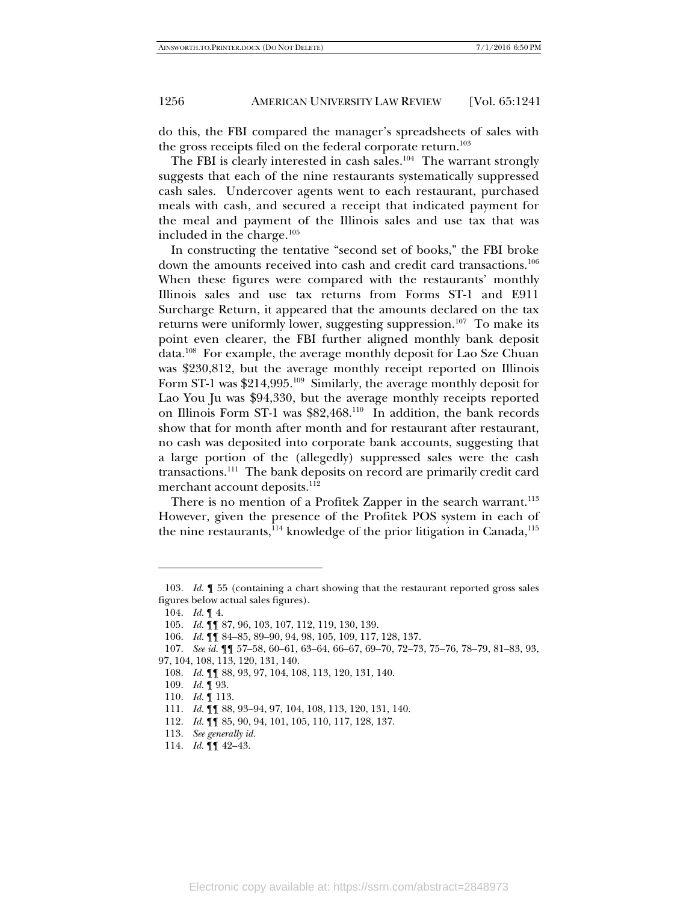do this, the FBI compared the manager's spreadsheets of sales with the gross receipts filed on the federal corporate return.[103]

The FBI is clearly interested in cash sales.[104] The warrant strongly suggests that each of the nine restaurants systematically suppressed cash sales. Undercover agents went to each restaurant, purchased meals with cash, and secured a receipt that indicated payment for the meal and payment of the Illinois sales and use tax that was included in the charge.[105]

In constructing the tentative "second set of books," the FBI broke down the amounts received into cash and credit card transactions.[106] When these figures were compared with the restaurants' monthly Illinois sales and use tax returns from Forms ST-1 and E911 Surcharge Return, it appeared that the amounts declared on the tax returns were uniformly lower, suggesting suppression.[107] To make its point even clearer, the FBI further aligned monthly bank deposit data.[108] For example, the average monthly deposit for Lao Sze Chuan was $230,812, but the average monthly receipt reported on Illinois Form ST-1 was $214,995.[109] Similarly, the average monthly deposit for Lao You Ju was $94,330, but the average monthly receipts reported on Illinois Form ST-1 was $82,468.[110] In addition, the bank records show that for month after month and for restaurant after restaurant, no cash was deposited into corporate bank accounts, suggesting that a large portion of the (allegedly) suppressed sales were the cash transactions.[111] The bank deposits on record are primarily credit card merchant account deposits.[112]

There is no mention of a Profitek Zapper in the search warrant.[113] However, given the presence of the Profitek POS system in each of the nine restaurants,[114] knowledge of the prior litigation in Canada,[115]

---

103. *Id.* ¶ 55 (containing a chart showing that the restaurant reported gross sales figures below actual sales figures).

104. *Id.* ¶ 4.

105. *Id.* ¶¶ 87, 96, 103, 107, 112, 119, 130, 139.

106. *Id.* ¶¶ 84–85, 89–90, 94, 98, 105, 109, 117, 128, 137.

107. *See id.* ¶¶ 57–58, 60–61, 63–64, 66–67, 69–70, 72–73, 75–76, 78–79, 81–83, 93, 97, 104, 108, 113, 120, 131, 140.

108. *Id.* ¶¶ 88, 93, 97, 104, 108, 113, 120, 131, 140.

109. *Id.* ¶ 93.

110. *Id.* ¶ 113.

111. *Id.* ¶¶ 88, 93–94, 97, 104, 108, 113, 120, 131, 140.

112. *Id.* ¶¶ 85, 90, 94, 101, 105, 110, 117, 128, 137.

113. *See generally id.*

114. *Id.* ¶¶ 42–43.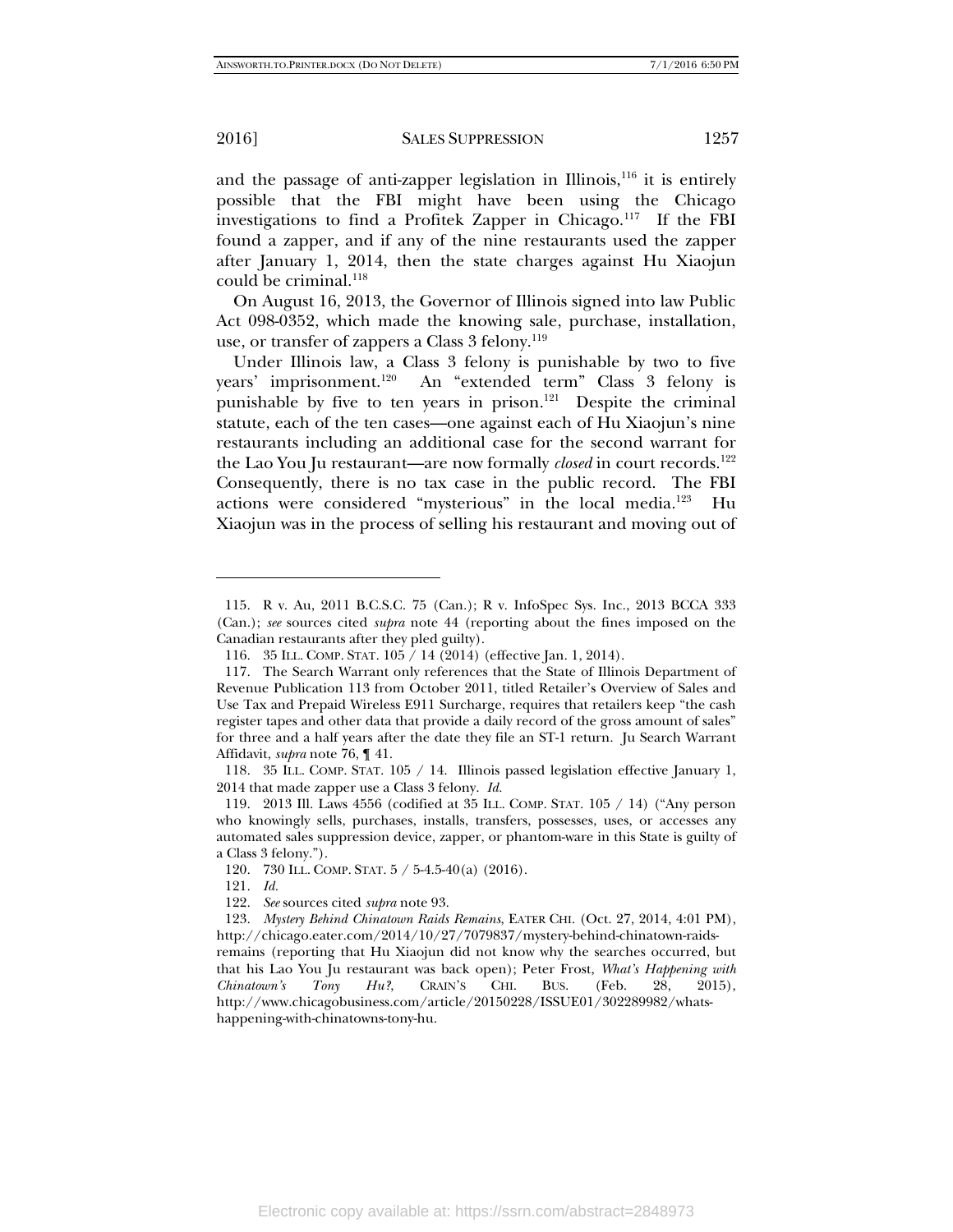and the passage of anti-zapper legislation in Illinois,[116] it is entirely possible that the FBI might have been using the Chicago investigations to find a Profitek Zapper in Chicago.[117] If the FBI found a zapper, and if any of the nine restaurants used the zapper after January 1, 2014, then the state charges against Hu Xiaojun could be criminal.[118]

On August 16, 2013, the Governor of Illinois signed into law Public Act 098-0352, which made the knowing sale, purchase, installation, use, or transfer of zappers a Class 3 felony.[119]

Under Illinois law, a Class 3 felony is punishable by two to five years' imprisonment.[120] An "extended term" Class 3 felony is punishable by five to ten years in prison.[121] Despite the criminal statute, each of the ten cases—one against each of Hu Xiaojun's nine restaurants including an additional case for the second warrant for the Lao You Ju restaurant—are now formally *closed* in court records.[122] Consequently, there is no tax case in the public record. The FBI actions were considered "mysterious" in the local media.[123] Hu Xiaojun was in the process of selling his restaurant and moving out of

---

115. R v. Au, 2011 B.C.S.C. 75 (Can.); R v. InfoSpec Sys. Inc., 2013 BCCA 333 (Can.); *see* sources cited *supra* note 44 (reporting about the fines imposed on the Canadian restaurants after they pled guilty).

116. 35 ILL. COMP. STAT. 105 / 14 (2014) (effective Jan. 1, 2014).

117. The Search Warrant only references that the State of Illinois Department of Revenue Publication 113 from October 2011, titled Retailer's Overview of Sales and Use Tax and Prepaid Wireless E911 Surcharge, requires that retailers keep "the cash register tapes and other data that provide a daily record of the gross amount of sales" for three and a half years after the date they file an ST-1 return. Ju Search Warrant Affidavit, *supra* note 76, ¶ 41.

118. 35 ILL. COMP. STAT. 105 / 14. Illinois passed legislation effective January 1, 2014 that made zapper use a Class 3 felony. *Id.*

119. 2013 Ill. Laws 4556 (codified at 35 ILL. COMP. STAT. 105 / 14) ("Any person who knowingly sells, purchases, installs, transfers, possesses, uses, or accesses any automated sales suppression device, zapper, or phantom-ware in this State is guilty of a Class 3 felony.").

120. 730 ILL. COMP. STAT. 5 / 5-4.5-40(a) (2016).

121. *Id.*

122. *See* sources cited *supra* note 93.

123. *Mystery Behind Chinatown Raids Remains*, EATER CHI. (Oct. 27, 2014, 4:01 PM), http://chicago.eater.com/2014/10/27/7079837/mystery-behind-chinatown-raids-remains (reporting that Hu Xiaojun did not know why the searches occurred, but that his Lao You Ju restaurant was back open); Peter Frost, *What's Happening with Chinatown's Tony Hu?*, CRAIN'S CHI. BUS. (Feb. 28, 2015), http://www.chicagobusiness.com/article/20150228/ISSUE01/302289982/whats-happening-with-chinatowns-tony-hu.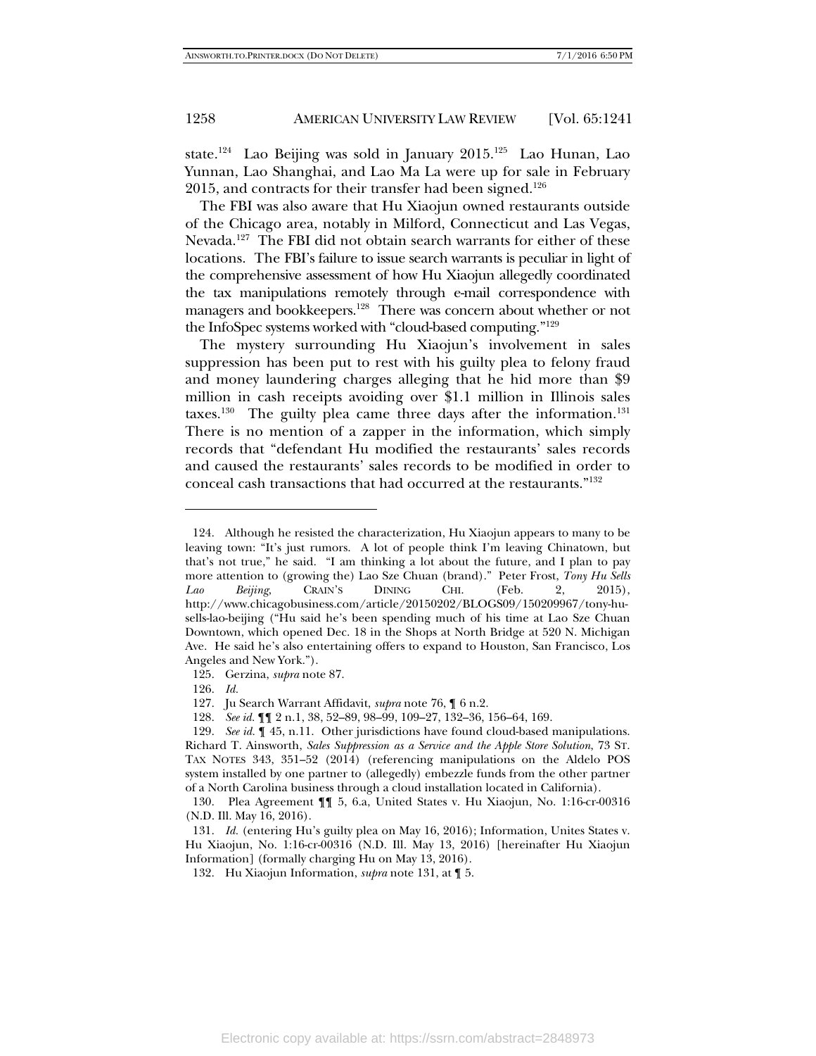state.[124] Lao Beijing was sold in January 2015.[125] Lao Hunan, Lao Yunnan, Lao Shanghai, and Lao Ma La were up for sale in February 2015, and contracts for their transfer had been signed.[126]

The FBI was also aware that Hu Xiaojun owned restaurants outside of the Chicago area, notably in Milford, Connecticut and Las Vegas, Nevada.[127] The FBI did not obtain search warrants for either of these locations. The FBI's failure to issue search warrants is peculiar in light of the comprehensive assessment of how Hu Xiaojun allegedly coordinated the tax manipulations remotely through e-mail correspondence with managers and bookkeepers.[128] There was concern about whether or not the InfoSpec systems worked with "cloud-based computing."[129]

The mystery surrounding Hu Xiaojun's involvement in sales suppression has been put to rest with his guilty plea to felony fraud and money laundering charges alleging that he hid more than $9 million in cash receipts avoiding over $1.1 million in Illinois sales taxes.[130] The guilty plea came three days after the information.[131] There is no mention of a zapper in the information, which simply records that "defendant Hu modified the restaurants' sales records and caused the restaurants' sales records to be modified in order to conceal cash transactions that had occurred at the restaurants."[132]

---

124. Although he resisted the characterization, Hu Xiaojun appears to many to be leaving town: "It's just rumors. A lot of people think I'm leaving Chinatown, but that's not true," he said. "I am thinking a lot about the future, and I plan to pay more attention to (growing the) Lao Sze Chuan (brand)." Peter Frost, *Tony Hu Sells Lao Beijing*, CRAIN'S DINING CHI. (Feb. 2, 2015), http://www.chicagobusiness.com/article/20150202/BLOGS09/150209967/tony-hu-sells-lao-beijing ("Hu said he's been spending much of his time at Lao Sze Chuan Downtown, which opened Dec. 18 in the Shops at North Bridge at 520 N. Michigan Ave. He said he's also entertaining offers to expand to Houston, San Francisco, Los Angeles and New York.").

125. Gerzina, *supra* note 87.

126. *Id.*

127. Ju Search Warrant Affidavit, *supra* note 76, ¶ 6 n.2.

128. *See id.* ¶¶ 2 n.1, 38, 52–89, 98–99, 109–27, 132–36, 156–64, 169.

129. *See id.* ¶ 45, n.11. Other jurisdictions have found cloud-based manipulations. Richard T. Ainsworth, *Sales Suppression as a Service and the Apple Store Solution*, 73 ST. TAX NOTES 343, 351–52 (2014) (referencing manipulations on the Aldelo POS system installed by one partner to (allegedly) embezzle funds from the other partner of a North Carolina business through a cloud installation located in California).

130. Plea Agreement ¶¶ 5, 6.a, United States v. Hu Xiaojun, No. 1:16-cr-00316 (N.D. Ill. May 16, 2016).

131. *Id.* (entering Hu's guilty plea on May 16, 2016); Information, Unites States v. Hu Xiaojun, No. 1:16-cr-00316 (N.D. Ill. May 13, 2016) [hereinafter Hu Xiaojun Information] (formally charging Hu on May 13, 2016).

132. Hu Xiaojun Information, *supra* note 131, at ¶ 5.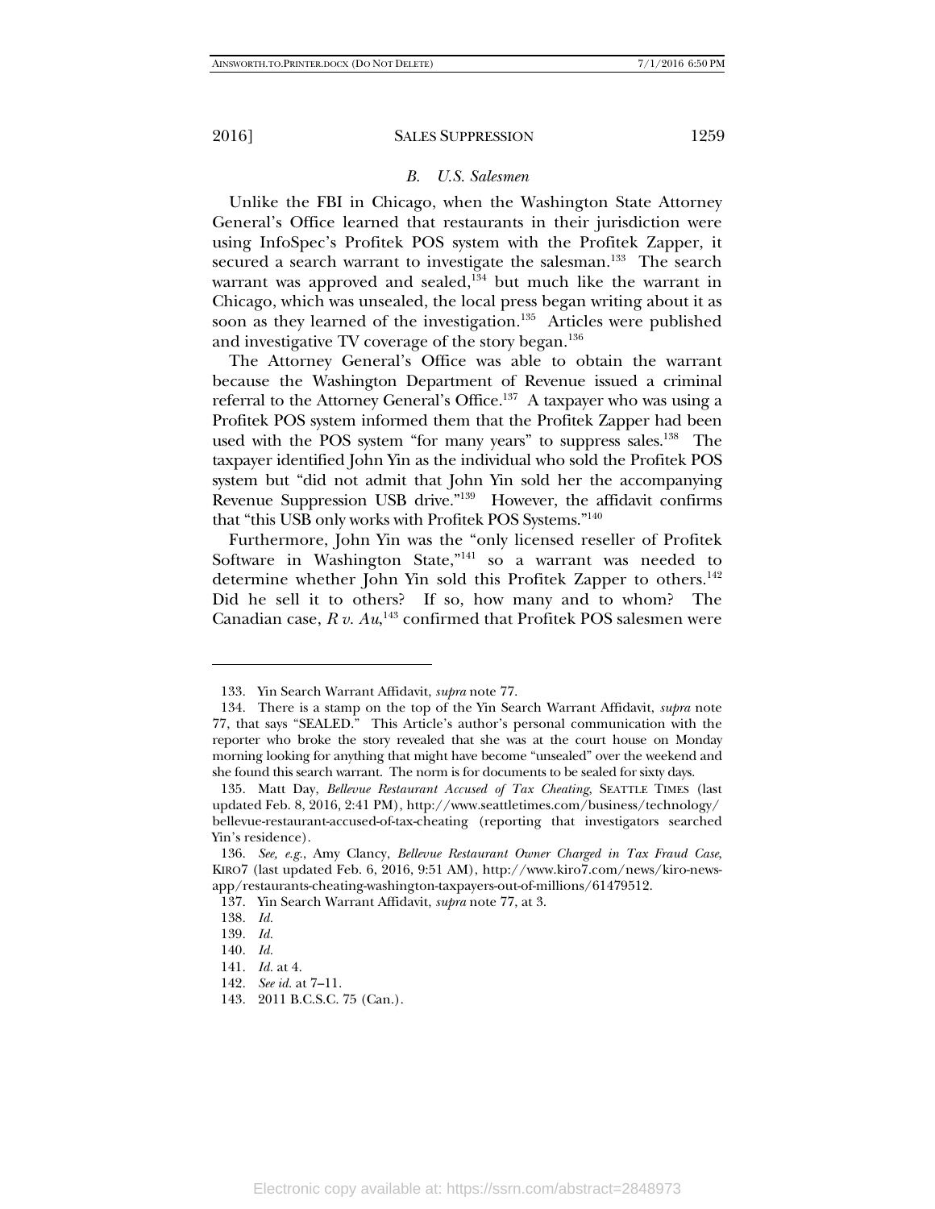### *B. U.S. Salesmen*

Unlike the FBI in Chicago, when the Washington State Attorney General's Office learned that restaurants in their jurisdiction were using InfoSpec's Profitek POS system with the Profitek Zapper, it secured a search warrant to investigate the salesman.[133] The search warrant was approved and sealed,[134] but much like the warrant in Chicago, which was unsealed, the local press began writing about it as soon as they learned of the investigation.[135] Articles were published and investigative TV coverage of the story began.[136]

The Attorney General's Office was able to obtain the warrant because the Washington Department of Revenue issued a criminal referral to the Attorney General's Office.[137] A taxpayer who was using a Profitek POS system informed them that the Profitek Zapper had been used with the POS system "for many years" to suppress sales.[138] The taxpayer identified John Yin as the individual who sold the Profitek POS system but "did not admit that John Yin sold her the accompanying Revenue Suppression USB drive."[139] However, the affidavit confirms that "this USB only works with Profitek POS Systems."[140]

Furthermore, John Yin was the "only licensed reseller of Profitek Software in Washington State,"[141] so a warrant was needed to determine whether John Yin sold this Profitek Zapper to others.[142] Did he sell it to others? If so, how many and to whom? The Canadian case, *R v. Au*,[143] confirmed that Profitek POS salesmen were

---

133. Yin Search Warrant Affidavit, *supra* note 77.

134. There is a stamp on the top of the Yin Search Warrant Affidavit, *supra* note 77, that says "SEALED." This Article's author's personal communication with the reporter who broke the story revealed that she was at the court house on Monday morning looking for anything that might have become "unsealed" over the weekend and she found this search warrant. The norm is for documents to be sealed for sixty days.

135. Matt Day, *Bellevue Restaurant Accused of Tax Cheating*, SEATTLE TIMES (last updated Feb. 8, 2016, 2:41 PM), http://www.seattletimes.com/business/technology/bellevue-restaurant-accused-of-tax-cheating (reporting that investigators searched Yin's residence).

136. *See, e.g.*, Amy Clancy, *Bellevue Restaurant Owner Charged in Tax Fraud Case*, KIRO7 (last updated Feb. 6, 2016, 9:51 AM), http://www.kiro7.com/news/kiro-news-app/restaurants-cheating-washington-taxpayers-out-of-millions/61479512.

137. Yin Search Warrant Affidavit, *supra* note 77, at 3.

138. *Id.*

139. *Id.*

140. *Id.*

141. *Id.* at 4.

142. *See id.* at 7–11.

143. 2011 B.C.S.C. 75 (Can.).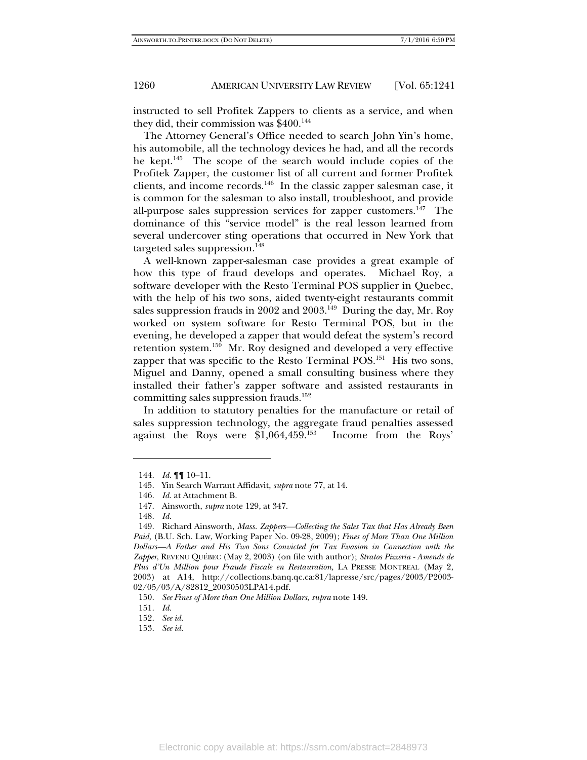instructed to sell Profitek Zappers to clients as a service, and when they did, their commission was $400.[144]

The Attorney General's Office needed to search John Yin's home, his automobile, all the technology devices he had, and all the records he kept.[145] The scope of the search would include copies of the Profitek Zapper, the customer list of all current and former Profitek clients, and income records.[146] In the classic zapper salesman case, it is common for the salesman to also install, troubleshoot, and provide all-purpose sales suppression services for zapper customers.[147] The dominance of this "service model" is the real lesson learned from several undercover sting operations that occurred in New York that targeted sales suppression.[148]

A well-known zapper-salesman case provides a great example of how this type of fraud develops and operates. Michael Roy, a software developer with the Resto Terminal POS supplier in Quebec, with the help of his two sons, aided twenty-eight restaurants commit sales suppression frauds in 2002 and 2003.[149] During the day, Mr. Roy worked on system software for Resto Terminal POS, but in the evening, he developed a zapper that would defeat the system's record retention system.[150] Mr. Roy designed and developed a very effective zapper that was specific to the Resto Terminal POS.[151] His two sons, Miguel and Danny, opened a small consulting business where they installed their father's zapper software and assisted restaurants in committing sales suppression frauds.[152]

In addition to statutory penalties for the manufacture or retail of sales suppression technology, the aggregate fraud penalties assessed against the Roys were $1,064,459.[153] Income from the Roys'

---

144. *Id.* ¶¶ 10–11.

145. Yin Search Warrant Affidavit, *supra* note 77, at 14.

146. *Id.* at Attachment B.

147. Ainsworth, *supra* note 129, at 347.

148. *Id.*

149. Richard Ainsworth, *Mass. Zappers—Collecting the Sales Tax that Has Already Been Paid*, (B.U. Sch. Law, Working Paper No. 09-28, 2009); *Fines of More Than One Million Dollars—A Father and His Two Sons Convicted for Tax Evasion in Connection with the Zapper*, REVENU QUÉBEC (May 2, 2003) (on file with author); *Stratos Pizzeria - Amende de Plus d'Un Million pour Fraude Fiscale en Restauration,* LA PRESSE MONTREAL (May 2, 2003) at A14, http://collections.banq.qc.ca:81/lapresse/src/pages/2003/P2003-02/05/03/A/82812_20030503LPA14.pdf.

150. *See Fines of More than One Million Dollars*, *supra* note 149.

151. *Id.*

152. *See id.*

153. *See id.*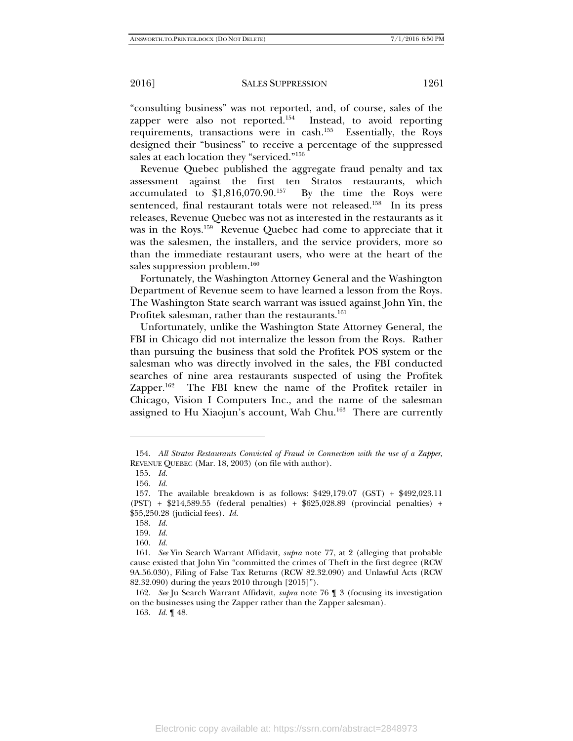"consulting business" was not reported, and, of course, sales of the zapper were also not reported.[154] Instead, to avoid reporting requirements, transactions were in cash.[155] Essentially, the Roys designed their "business" to receive a percentage of the suppressed sales at each location they "serviced."[156]

Revenue Quebec published the aggregate fraud penalty and tax assessment against the first ten Stratos restaurants, which accumulated to $1,816,070.90.[157] By the time the Roys were sentenced, final restaurant totals were not released.[158] In its press releases, Revenue Quebec was not as interested in the restaurants as it was in the Roys.[159] Revenue Quebec had come to appreciate that it was the salesmen, the installers, and the service providers, more so than the immediate restaurant users, who were at the heart of the sales suppression problem.[160]

Fortunately, the Washington Attorney General and the Washington Department of Revenue seem to have learned a lesson from the Roys. The Washington State search warrant was issued against John Yin, the Profitek salesman, rather than the restaurants.[161]

Unfortunately, unlike the Washington State Attorney General, the FBI in Chicago did not internalize the lesson from the Roys. Rather than pursuing the business that sold the Profitek POS system or the salesman who was directly involved in the sales, the FBI conducted searches of nine area restaurants suspected of using the Profitek Zapper.[162] The FBI knew the name of the Profitek retailer in Chicago, Vision I Computers Inc., and the name of the salesman assigned to Hu Xiaojun's account, Wah Chu.[163] There are currently

---

154. *All Stratos Restaurants Convicted of Fraud in Connection with the use of a Zapper*, REVENUE QUEBEC (Mar. 18, 2003) (on file with author).

155. *Id.*

156. *Id.*

157. The available breakdown is as follows: $429,179.07 (GST) + $492,023.11 (PST) + $214,589.55 (federal penalties) + $625,028.89 (provincial penalties) + $55,250.28 (judicial fees). *Id.*

158. *Id.*

159. *Id.*

160. *Id.*

161. *See* Yin Search Warrant Affidavit, *supra* note 77, at 2 (alleging that probable cause existed that John Yin "committed the crimes of Theft in the first degree (RCW 9A.56.030), Filing of False Tax Returns (RCW 82.32.090) and Unlawful Acts (RCW 82.32.090) during the years 2010 through [2015]").

162. *See* Ju Search Warrant Affidavit, *supra* note 76 ¶ 3 (focusing its investigation on the businesses using the Zapper rather than the Zapper salesman).

163. *Id.* ¶ 48.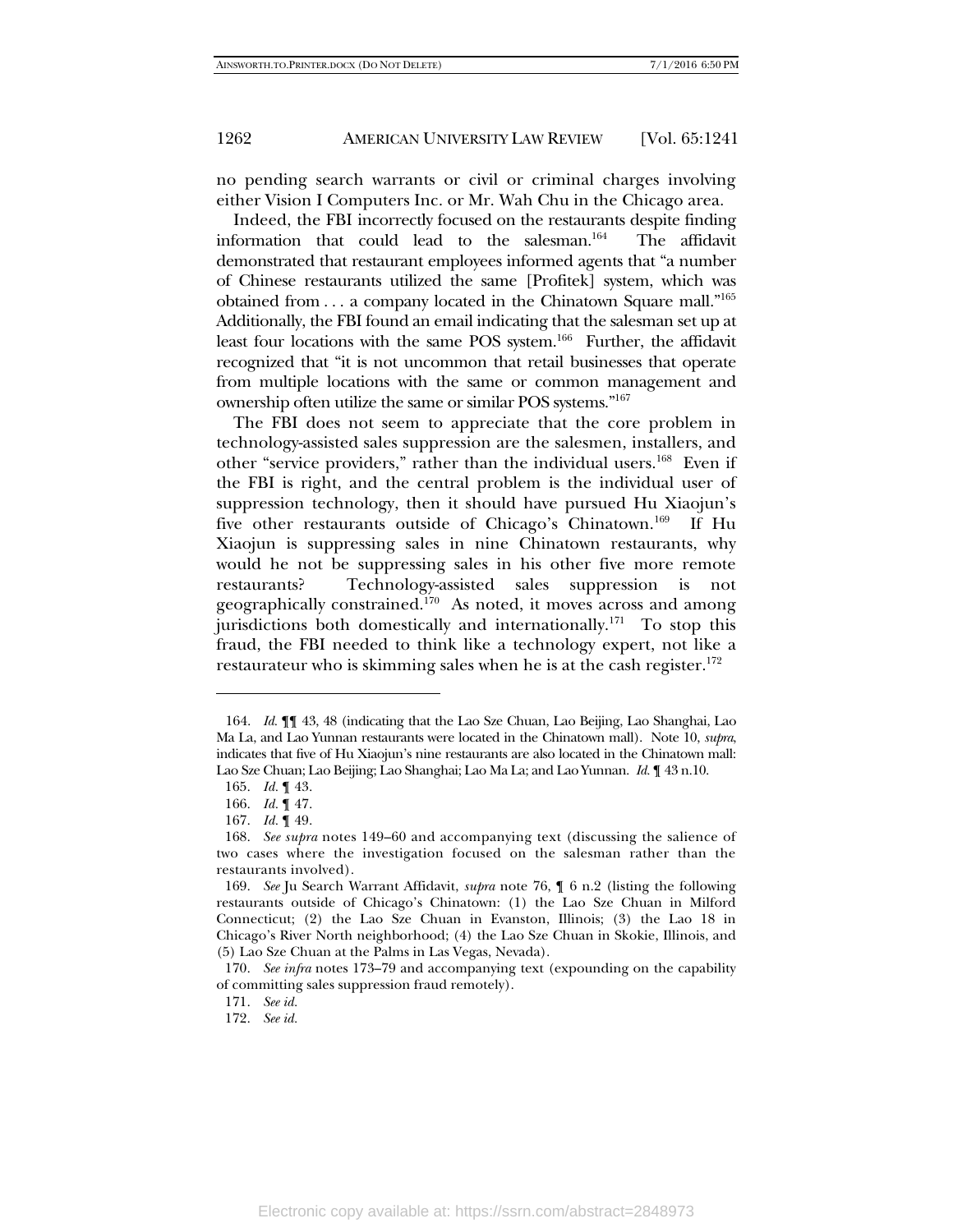no pending search warrants or civil or criminal charges involving either Vision I Computers Inc. or Mr. Wah Chu in the Chicago area.

Indeed, the FBI incorrectly focused on the restaurants despite finding information that could lead to the salesman.[164] The affidavit demonstrated that restaurant employees informed agents that "a number of Chinese restaurants utilized the same [Profitek] system, which was obtained from . . . a company located in the Chinatown Square mall."[165] Additionally, the FBI found an email indicating that the salesman set up at least four locations with the same POS system.[166] Further, the affidavit recognized that "it is not uncommon that retail businesses that operate from multiple locations with the same or common management and ownership often utilize the same or similar POS systems."[167]

The FBI does not seem to appreciate that the core problem in technology-assisted sales suppression are the salesmen, installers, and other "service providers," rather than the individual users.[168] Even if the FBI is right, and the central problem is the individual user of suppression technology, then it should have pursued Hu Xiaojun's five other restaurants outside of Chicago's Chinatown.[169] If Hu Xiaojun is suppressing sales in nine Chinatown restaurants, why would he not be suppressing sales in his other five more remote restaurants? Technology-assisted sales suppression is not geographically constrained.[170] As noted, it moves across and among jurisdictions both domestically and internationally.[171] To stop this fraud, the FBI needed to think like a technology expert, not like a restaurateur who is skimming sales when he is at the cash register.[172]

---

164. *Id.* ¶¶ 43, 48 (indicating that the Lao Sze Chuan, Lao Beijing, Lao Shanghai, Lao Ma La, and Lao Yunnan restaurants were located in the Chinatown mall). Note 10, *supra*, indicates that five of Hu Xiaojun's nine restaurants are also located in the Chinatown mall: Lao Sze Chuan; Lao Beijing; Lao Shanghai; Lao Ma La; and Lao Yunnan. *Id.* ¶ 43 n.10.

165. *Id.* ¶ 43.

166. *Id.* ¶ 47.

167. *Id.* ¶ 49.

168. *See supra* notes 149–60 and accompanying text (discussing the salience of two cases where the investigation focused on the salesman rather than the restaurants involved).

169. *See* Ju Search Warrant Affidavit, *supra* note 76, ¶ 6 n.2 (listing the following restaurants outside of Chicago's Chinatown: (1) the Lao Sze Chuan in Milford Connecticut; (2) the Lao Sze Chuan in Evanston, Illinois; (3) the Lao 18 in Chicago's River North neighborhood; (4) the Lao Sze Chuan in Skokie, Illinois, and (5) Lao Sze Chuan at the Palms in Las Vegas, Nevada).

170. *See infra* notes 173–79 and accompanying text (expounding on the capability of committing sales suppression fraud remotely).

171. *See id.*

172. *See id.*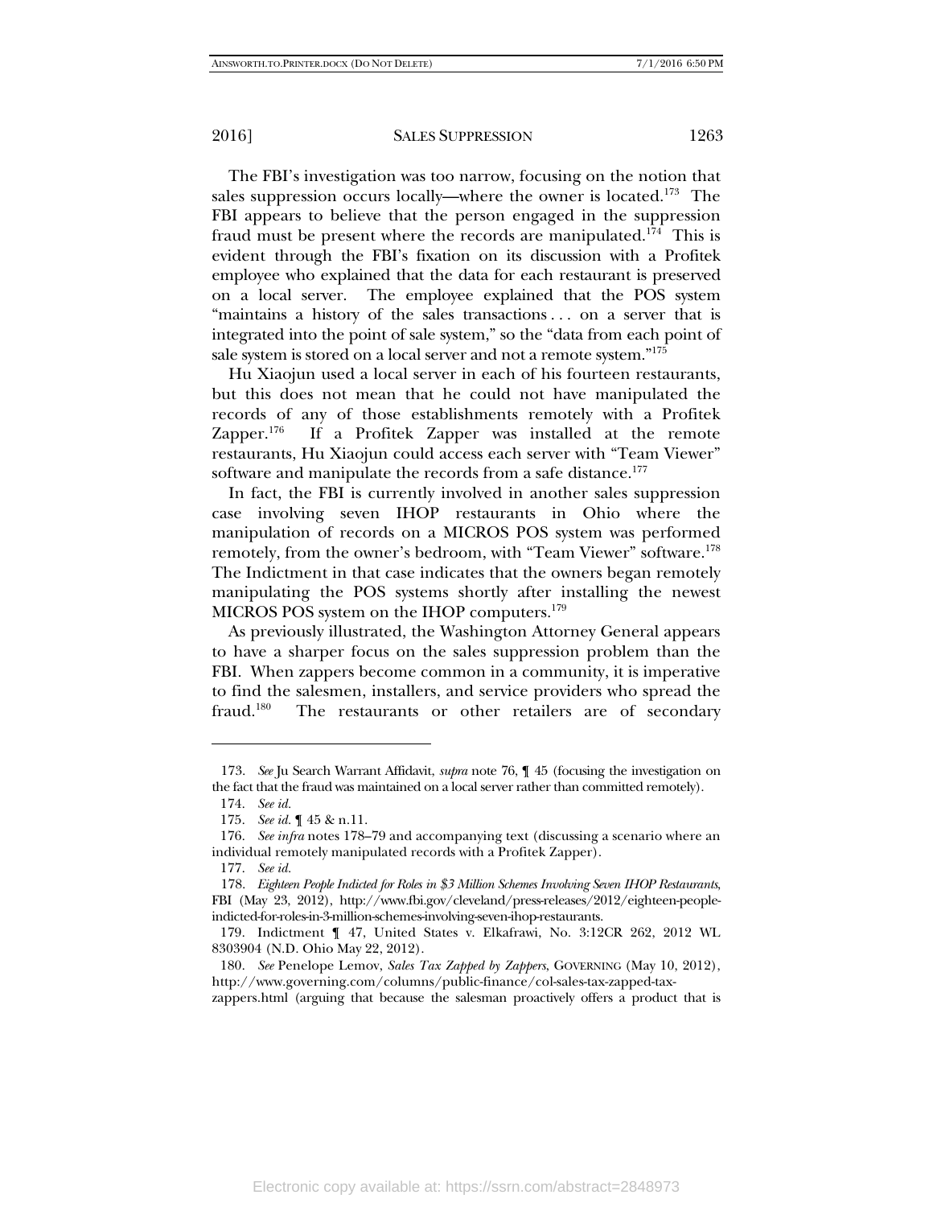The FBI's investigation was too narrow, focusing on the notion that sales suppression occurs locally—where the owner is located.[173] The FBI appears to believe that the person engaged in the suppression fraud must be present where the records are manipulated.[174] This is evident through the FBI's fixation on its discussion with a Profitek employee who explained that the data for each restaurant is preserved on a local server. The employee explained that the POS system "maintains a history of the sales transactions . . . on a server that is integrated into the point of sale system," so the "data from each point of sale system is stored on a local server and not a remote system."[175]

Hu Xiaojun used a local server in each of his fourteen restaurants, but this does not mean that he could not have manipulated the records of any of those establishments remotely with a Profitek Zapper.[176] If a Profitek Zapper was installed at the remote restaurants, Hu Xiaojun could access each server with "Team Viewer" software and manipulate the records from a safe distance.[177]

In fact, the FBI is currently involved in another sales suppression case involving seven IHOP restaurants in Ohio where the manipulation of records on a MICROS POS system was performed remotely, from the owner's bedroom, with "Team Viewer" software.[178] The Indictment in that case indicates that the owners began remotely manipulating the POS systems shortly after installing the newest MICROS POS system on the IHOP computers.[179]

As previously illustrated, the Washington Attorney General appears to have a sharper focus on the sales suppression problem than the FBI. When zappers become common in a community, it is imperative to find the salesmen, installers, and service providers who spread the fraud.[180] The restaurants or other retailers are of secondary

---

173. *See* Ju Search Warrant Affidavit, *supra* note 76, ¶ 45 (focusing the investigation on the fact that the fraud was maintained on a local server rather than committed remotely).

174. *See id.*

175. *See id.* ¶ 45 & n.11.

176. *See infra* notes 178–79 and accompanying text (discussing a scenario where an individual remotely manipulated records with a Profitek Zapper).

177. *See id.*

178. *Eighteen People Indicted for Roles in $3 Million Schemes Involving Seven IHOP Restaurants*, FBI (May 23, 2012), http://www.fbi.gov/cleveland/press-releases/2012/eighteen-people-indicted-for-roles-in-3-million-schemes-involving-seven-ihop-restaurants.

179. Indictment ¶ 47, United States v. Elkafrawi, No. 3:12CR 262, 2012 WL 8303904 (N.D. Ohio May 22, 2012).

180. *See* Penelope Lemov, *Sales Tax Zapped by Zappers*, GOVERNING (May 10, 2012), http://www.governing.com/columns/public-finance/col-sales-tax-zapped-tax-zappers.html (arguing that because the salesman proactively offers a product that is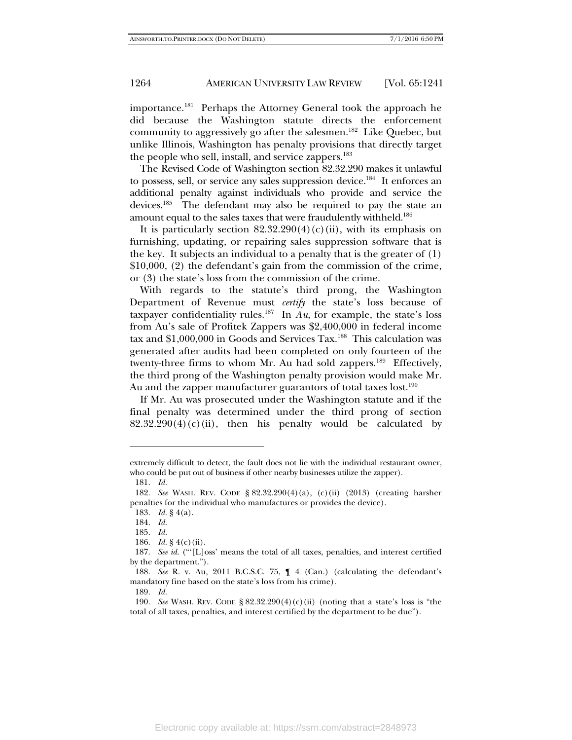importance.[181] Perhaps the Attorney General took the approach he did because the Washington statute directs the enforcement community to aggressively go after the salesmen.[182] Like Quebec, but unlike Illinois, Washington has penalty provisions that directly target the people who sell, install, and service zappers.[183]

The Revised Code of Washington section 82.32.290 makes it unlawful to possess, sell, or service any sales suppression device.[184] It enforces an additional penalty against individuals who provide and service the devices.[185] The defendant may also be required to pay the state an amount equal to the sales taxes that were fraudulently withheld.[186]

It is particularly section 82.32.290(4)(c)(ii), with its emphasis on furnishing, updating, or repairing sales suppression software that is the key. It subjects an individual to a penalty that is the greater of (1) $10,000, (2) the defendant's gain from the commission of the crime, or (3) the state's loss from the commission of the crime.

With regards to the statute's third prong, the Washington Department of Revenue must *certify* the state's loss because of taxpayer confidentiality rules.[187] In *Au*, for example, the state's loss from Au's sale of Profitek Zappers was $2,400,000 in federal income tax and $1,000,000 in Goods and Services Tax.[188] This calculation was generated after audits had been completed on only fourteen of the twenty-three firms to whom Mr. Au had sold zappers.[189] Effectively, the third prong of the Washington penalty provision would make Mr. Au and the zapper manufacturer guarantors of total taxes lost.[190]

If Mr. Au was prosecuted under the Washington statute and if the final penalty was determined under the third prong of section 82.32.290(4)(c)(ii), then his penalty would be calculated by

---

extremely difficult to detect, the fault does not lie with the individual restaurant owner, who could be put out of business if other nearby businesses utilize the zapper).

181. *Id.*

182. *See* WASH. REV. CODE § 82.32.290(4)(a), (c)(ii) (2013) (creating harsher penalties for the individual who manufactures or provides the device).

183. *Id.* § 4(a).

184. *Id.*

185. *Id.*

186. *Id.* § 4(c)(ii).

187. *See id.* ("'[L]oss' means the total of all taxes, penalties, and interest certified by the department.").

188. *See* R. v. Au, 2011 B.C.S.C. 75, ¶ 4 (Can.) (calculating the defendant's mandatory fine based on the state's loss from his crime).

189. *Id.*

190. *See* WASH. REV. CODE § 82.32.290(4)(c)(ii) (noting that a state's loss is "the total of all taxes, penalties, and interest certified by the department to be due").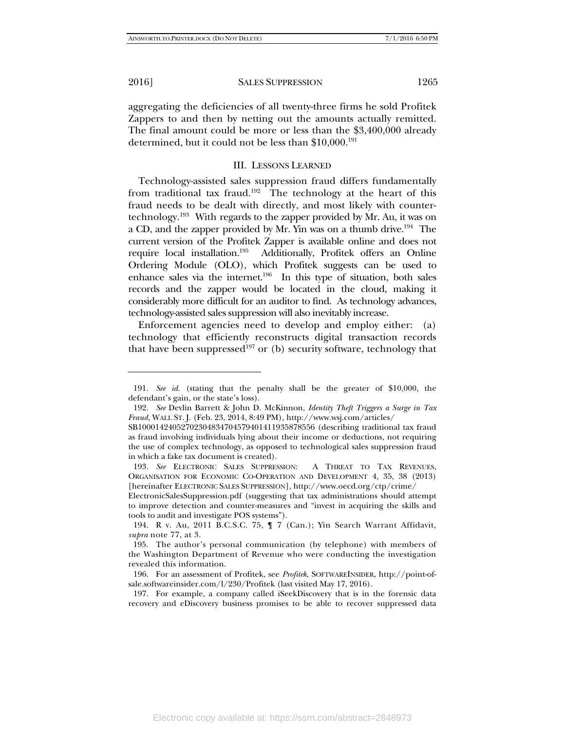aggregating the deficiencies of all twenty-three firms he sold Profitek Zappers to and then by netting out the amounts actually remitted. The final amount could be more or less than the $3,400,000 already determined, but it could not be less than $10,000.[191]

## III. LESSONS LEARNED

Technology-assisted sales suppression fraud differs fundamentally from traditional tax fraud.[192] The technology at the heart of this fraud needs to be dealt with directly, and most likely with counter-technology.[193] With regards to the zapper provided by Mr. Au, it was on a CD, and the zapper provided by Mr. Yin was on a thumb drive.[194] The current version of the Profitek Zapper is available online and does not require local installation.[195] Additionally, Profitek offers an Online Ordering Module (OLO), which Profitek suggests can be used to enhance sales via the internet.[196] In this type of situation, both sales records and the zapper would be located in the cloud, making it considerably more difficult for an auditor to find. As technology advances, technology-assisted sales suppression will also inevitably increase.

Enforcement agencies need to develop and employ either: (a) technology that efficiently reconstructs digital transaction records that have been suppressed[197] or (b) security software, technology that

---

191. *See id.* (stating that the penalty shall be the greater of $10,000, the defendant's gain, or the state's loss).

192. *See* Devlin Barrett & John D. McKinnon, *Identity Theft Triggers a Surge in Tax Fraud*, WALL ST. J. (Feb. 23, 2014, 8:49 PM), http://www.wsj.com/articles/SB10001424052702304834704579401411935878556 (describing traditional tax fraud as fraud involving individuals lying about their income or deductions, not requiring the use of complex technology, as opposed to technological sales suppression fraud in which a fake tax document is created).

193. *See* ELECTRONIC SALES SUPPRESSION: A THREAT TO TAX REVENUES, ORGANISATION FOR ECONOMIC CO-OPERATION AND DEVELOPMENT 4, 35, 38 (2013) [hereinafter ELECTRONIC SALES SUPPRESSION], http://www.oecd.org/ctp/crime/ElectronicSalesSuppression.pdf (suggesting that tax administrations should attempt to improve detection and counter-measures and "invest in acquiring the skills and tools to audit and investigate POS systems").

194. R v. Au, 2011 B.C.S.C. 75, ¶ 7 (Can.); Yin Search Warrant Affidavit, *supra* note 77, at 3.

195. The author's personal communication (by telephone) with members of the Washington Department of Revenue who were conducting the investigation revealed this information.

196. For an assessment of Profitek, see *Profitek*, SOFTWAREINSIDER, http://point-of-sale.softwareinsider.com/l/230/Profitek (last visited May 17, 2016).

197. For example, a company called iSeekDiscovery that is in the forensic data recovery and eDiscovery business promises to be able to recover suppressed data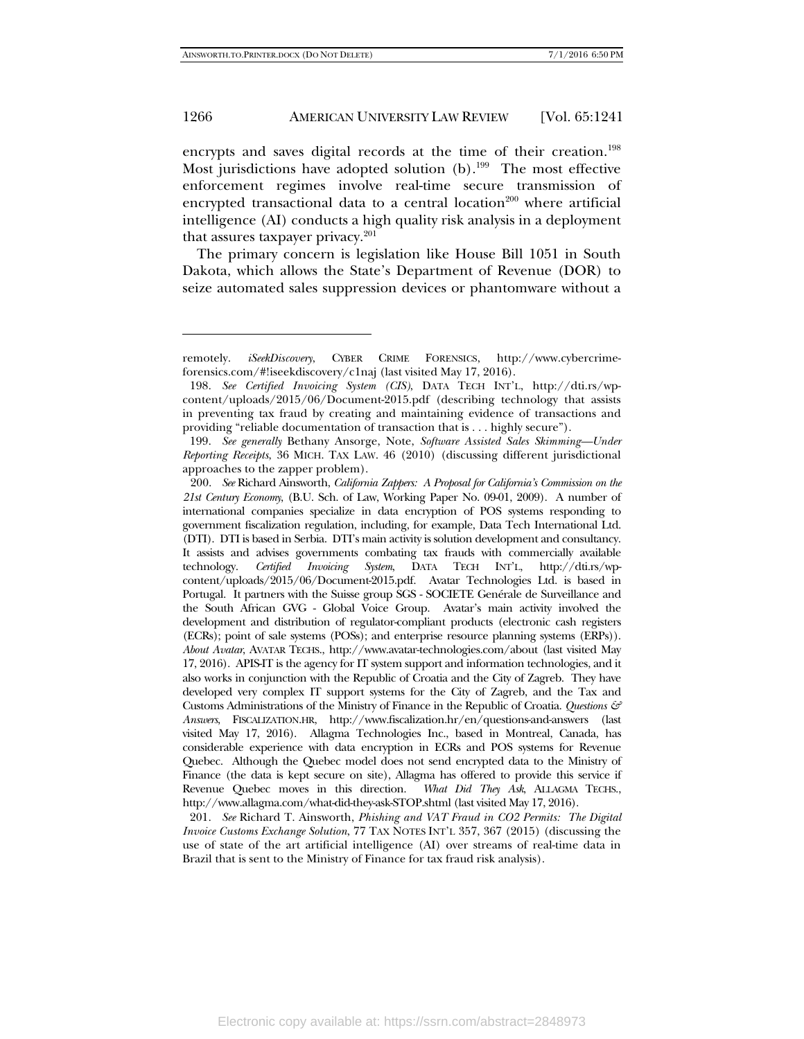encrypts and saves digital records at the time of their creation.[198] Most jurisdictions have adopted solution (b).[199] The most effective enforcement regimes involve real-time secure transmission of encrypted transactional data to a central location[200] where artificial intelligence (AI) conducts a high quality risk analysis in a deployment that assures taxpayer privacy.[201]

The primary concern is legislation like House Bill 1051 in South Dakota, which allows the State's Department of Revenue (DOR) to seize automated sales suppression devices or phantomware without a

---

remotely. *iSeekDiscovery*, CYBER CRIME FORENSICS, http://www.cybercrime-forensics.com/#!iseekdiscovery/c1naj (last visited May 17, 2016).

198. *See Certified Invoicing System (CIS)*, DATA TECH INT'L, http://dti.rs/wp-content/uploads/2015/06/Document-2015.pdf (describing technology that assists in preventing tax fraud by creating and maintaining evidence of transactions and providing "reliable documentation of transaction that is . . . highly secure").

199. *See generally* Bethany Ansorge, Note, *Software Assisted Sales Skimming—Under Reporting Receipts*, 36 MICH. TAX LAW. 46 (2010) (discussing different jurisdictional approaches to the zapper problem).

200. *See* Richard Ainsworth, *California Zappers: A Proposal for California's Commission on the 21st Century Economy*, (B.U. Sch. of Law, Working Paper No. 09-01, 2009). A number of international companies specialize in data encryption of POS systems responding to government fiscalization regulation, including, for example, Data Tech International Ltd. (DTI). DTI is based in Serbia. DTI's main activity is solution development and consultancy. It assists and advises governments combating tax frauds with commercially available technology. *Certified Invoicing System*, DATA TECH INT'L, http://dti.rs/wp-content/uploads/2015/06/Document-2015.pdf. Avatar Technologies Ltd. is based in Portugal. It partners with the Suisse group SGS - SOCIETE Genérale de Surveillance and the South African GVG - Global Voice Group. Avatar's main activity involved the development and distribution of regulator-compliant products (electronic cash registers (ECRs); point of sale systems (POSs); and enterprise resource planning systems (ERPs)). *About Avatar*, AVATAR TECHS., http://www.avatar-technologies.com/about (last visited May 17, 2016). APIS-IT is the agency for IT system support and information technologies, and it also works in conjunction with the Republic of Croatia and the City of Zagreb. They have developed very complex IT support systems for the City of Zagreb, and the Tax and Customs Administrations of the Ministry of Finance in the Republic of Croatia. *Questions & Answers*, FISCALIZATION.HR, http://www.fiscalization.hr/en/questions-and-answers (last visited May 17, 2016). Allagma Technologies Inc., based in Montreal, Canada, has considerable experience with data encryption in ECRs and POS systems for Revenue Quebec. Although the Quebec model does not send encrypted data to the Ministry of Finance (the data is kept secure on site), Allagma has offered to provide this service if Revenue Quebec moves in this direction. *What Did They Ask*, ALLAGMA TECHS., http://www.allagma.com/what-did-they-ask-STOP.shtml (last visited May 17, 2016).

201. *See* Richard T. Ainsworth, *Phishing and VAT Fraud in CO2 Permits: The Digital Invoice Customs Exchange Solution*, 77 TAX NOTES INT'L 357, 367 (2015) (discussing the use of state of the art artificial intelligence (AI) over streams of real-time data in Brazil that is sent to the Ministry of Finance for tax fraud risk analysis).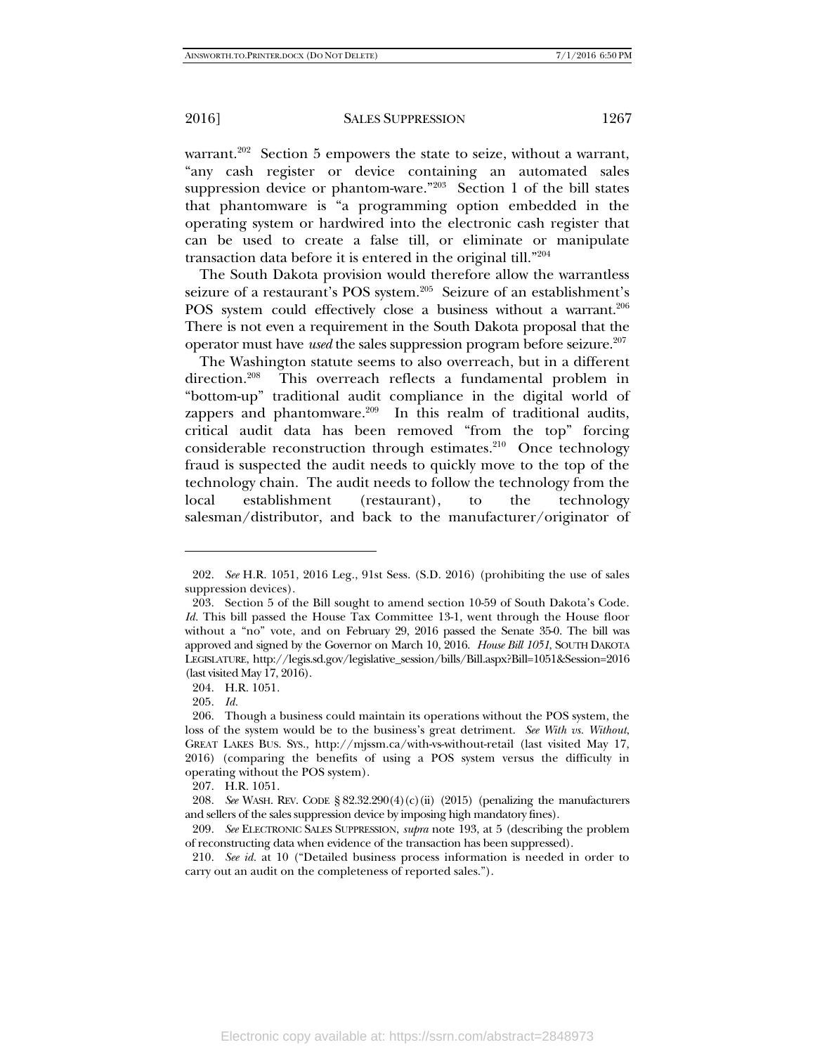warrant.[202] Section 5 empowers the state to seize, without a warrant, "any cash register or device containing an automated sales suppression device or phantom-ware."[203] Section 1 of the bill states that phantomware is "a programming option embedded in the operating system or hardwired into the electronic cash register that can be used to create a false till, or eliminate or manipulate transaction data before it is entered in the original till."[204]

The South Dakota provision would therefore allow the warrantless seizure of a restaurant's POS system.[205] Seizure of an establishment's POS system could effectively close a business without a warrant.[206] There is not even a requirement in the South Dakota proposal that the operator must have *used* the sales suppression program before seizure.[207]

The Washington statute seems to also overreach, but in a different direction.[208] This overreach reflects a fundamental problem in "bottom-up" traditional audit compliance in the digital world of zappers and phantomware.[209] In this realm of traditional audits, critical audit data has been removed "from the top" forcing considerable reconstruction through estimates.[210] Once technology fraud is suspected the audit needs to quickly move to the top of the technology chain. The audit needs to follow the technology from the local establishment (restaurant), to the technology salesman/distributor, and back to the manufacturer/originator of

---

202. *See* H.R. 1051, 2016 Leg., 91st Sess. (S.D. 2016) (prohibiting the use of sales suppression devices).

203. Section 5 of the Bill sought to amend section 10-59 of South Dakota's Code. *Id.* This bill passed the House Tax Committee 13-1, went through the House floor without a "no" vote, and on February 29, 2016 passed the Senate 35-0. The bill was approved and signed by the Governor on March 10, 2016. *House Bill 1051*, SOUTH DAKOTA LEGISLATURE, http://legis.sd.gov/legislative_session/bills/Bill.aspx?Bill=1051&Session=2016 (last visited May 17, 2016).

204. H.R. 1051.

205. *Id.*

206. Though a business could maintain its operations without the POS system, the loss of the system would be to the business's great detriment. *See With vs. Without*, GREAT LAKES BUS. SYS., http://mjssm.ca/with-vs-without-retail (last visited May 17, 2016) (comparing the benefits of using a POS system versus the difficulty in operating without the POS system).

207. H.R. 1051.

208. *See* WASH. REV. CODE § 82.32.290(4)(c)(ii) (2015) (penalizing the manufacturers and sellers of the sales suppression device by imposing high mandatory fines).

209. *See* ELECTRONIC SALES SUPPRESSION, *supra* note 193, at 5 (describing the problem of reconstructing data when evidence of the transaction has been suppressed).

210. *See id.* at 10 ("Detailed business process information is needed in order to carry out an audit on the completeness of reported sales.").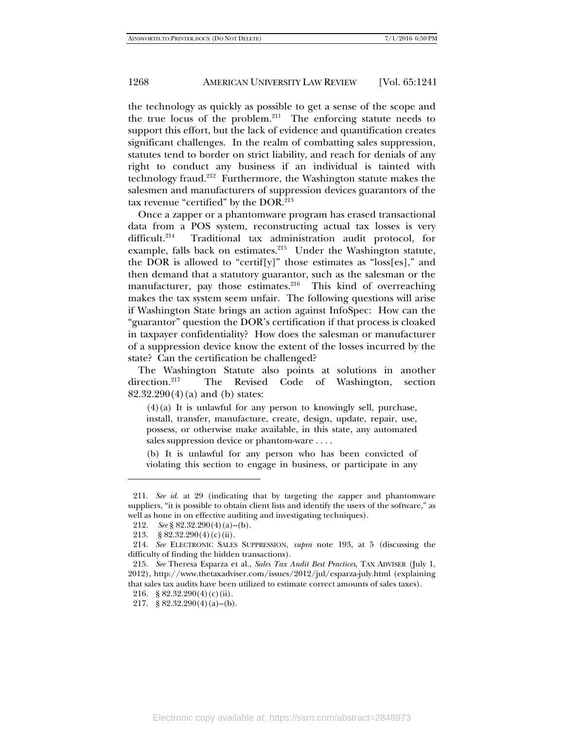the technology as quickly as possible to get a sense of the scope and the true locus of the problem.[211] The enforcing statute needs to support this effort, but the lack of evidence and quantification creates significant challenges. In the realm of combatting sales suppression, statutes tend to border on strict liability, and reach for denials of any right to conduct any business if an individual is tainted with technology fraud.[212] Furthermore, the Washington statute makes the salesmen and manufacturers of suppression devices guarantors of the tax revenue "certified" by the DOR.[213]

Once a zapper or a phantomware program has erased transactional data from a POS system, reconstructing actual tax losses is very difficult.[214] Traditional tax administration audit protocol, for example, falls back on estimates.[215] Under the Washington statute, the DOR is allowed to "certif[y]" those estimates as "loss[es]," and then demand that a statutory guarantor, such as the salesman or the manufacturer, pay those estimates.[216] This kind of overreaching makes the tax system seem unfair. The following questions will arise if Washington State brings an action against InfoSpec: How can the "guarantor" question the DOR's certification if that process is cloaked in taxpayer confidentiality? How does the salesman or manufacturer of a suppression device know the extent of the losses incurred by the state? Can the certification be challenged?

The Washington Statute also points at solutions in another direction.[217] The Revised Code of Washington, section 82.32.290(4)(a) and (b) states:

> (4)(a) It is unlawful for any person to knowingly sell, purchase, install, transfer, manufacture, create, design, update, repair, use, possess, or otherwise make available, in this state, any automated sales suppression device or phantom-ware . . . .
>
> (b) It is unlawful for any person who has been convicted of violating this section to engage in business, or participate in any

---

211. *See id.* at 29 (indicating that by targeting the zapper and phantomware suppliers, "it is possible to obtain client lists and identify the users of the software," as well as hone in on effective auditing and investigating techniques).

212. *See* § 82.32.290(4)(a)–(b).

213. § 82.32.290(4)(c)(ii).

214. *See* ELECTRONIC SALES SUPPRESSION, *supra* note 193, at 5 (discussing the difficulty of finding the hidden transactions).

215. *See* Theresa Esparza et al., *Sales Tax Audit Best Practices*, TAX ADVISER (July 1, 2012), http://www.thetaxadviser.com/issues/2012/jul/esparza-july.html (explaining that sales tax audits have been utilized to estimate correct amounts of sales taxes).

216. § 82.32.290(4)(c)(ii).

217. § 82.32.290(4)(a)–(b).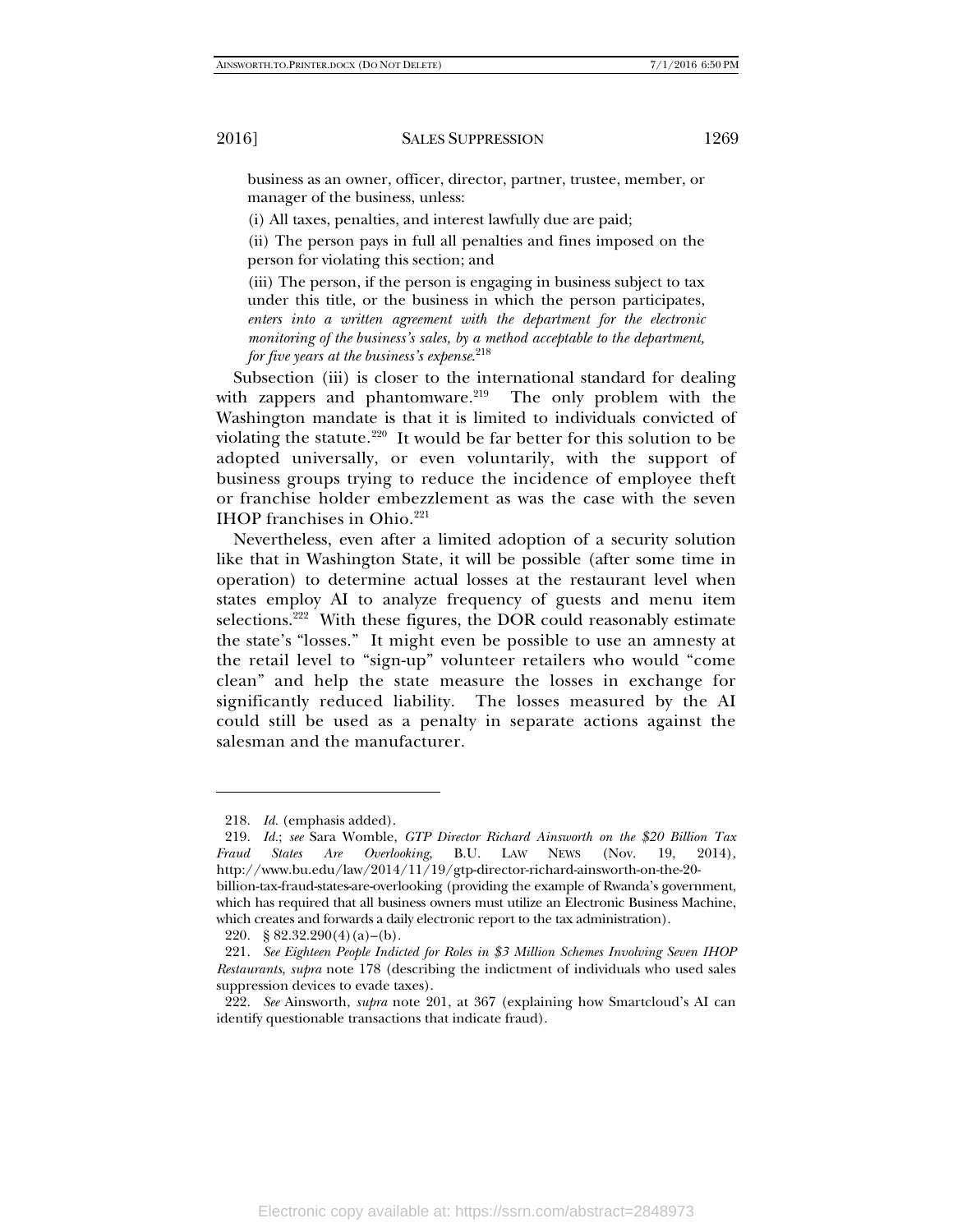business as an owner, officer, director, partner, trustee, member, or manager of the business, unless:

(i) All taxes, penalties, and interest lawfully due are paid;

(ii) The person pays in full all penalties and fines imposed on the person for violating this section; and

(iii) The person, if the person is engaging in business subject to tax under this title, or the business in which the person participates, *enters into a written agreement with the department for the electronic monitoring of the business's sales, by a method acceptable to the department, for five years at the business's expense*.[218]

Subsection (iii) is closer to the international standard for dealing with zappers and phantomware.[219] The only problem with the Washington mandate is that it is limited to individuals convicted of violating the statute.[220] It would be far better for this solution to be adopted universally, or even voluntarily, with the support of business groups trying to reduce the incidence of employee theft or franchise holder embezzlement as was the case with the seven IHOP franchises in Ohio.[221]

Nevertheless, even after a limited adoption of a security solution like that in Washington State, it will be possible (after some time in operation) to determine actual losses at the restaurant level when states employ AI to analyze frequency of guests and menu item selections.[222] With these figures, the DOR could reasonably estimate the state's "losses." It might even be possible to use an amnesty at the retail level to "sign-up" volunteer retailers who would "come clean" and help the state measure the losses in exchange for significantly reduced liability. The losses measured by the AI could still be used as a penalty in separate actions against the salesman and the manufacturer.

---

218. *Id.* (emphasis added).

219. *Id.*; *see* Sara Womble, *GTP Director Richard Ainsworth on the $20 Billion Tax Fraud States Are Overlooking*, B.U. LAW NEWS (Nov. 19, 2014), http://www.bu.edu/law/2014/11/19/gtp-director-richard-ainsworth-on-the-20-billion-tax-fraud-states-are-overlooking (providing the example of Rwanda's government, which has required that all business owners must utilize an Electronic Business Machine, which creates and forwards a daily electronic report to the tax administration).

220. § 82.32.290(4)(a)–(b).

221. *See Eighteen People Indicted for Roles in $3 Million Schemes Involving Seven IHOP Restaurants*, *supra* note 178 (describing the indictment of individuals who used sales suppression devices to evade taxes).

222. *See* Ainsworth, *supra* note 201, at 367 (explaining how Smartcloud's AI can identify questionable transactions that indicate fraud).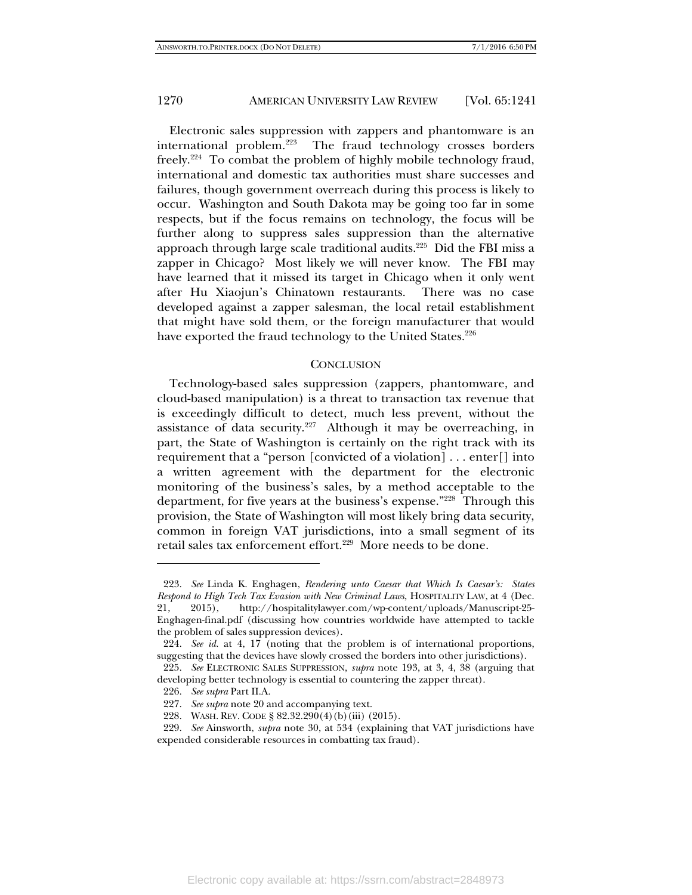Electronic sales suppression with zappers and phantomware is an international problem.[223] The fraud technology crosses borders freely.[224] To combat the problem of highly mobile technology fraud, international and domestic tax authorities must share successes and failures, though government overreach during this process is likely to occur. Washington and South Dakota may be going too far in some respects, but if the focus remains on technology, the focus will be further along to suppress sales suppression than the alternative approach through large scale traditional audits.[225] Did the FBI miss a zapper in Chicago? Most likely we will never know. The FBI may have learned that it missed its target in Chicago when it only went after Hu Xiaojun's Chinatown restaurants. There was no case developed against a zapper salesman, the local retail establishment that might have sold them, or the foreign manufacturer that would have exported the fraud technology to the United States.[226]

## CONCLUSION

Technology-based sales suppression (zappers, phantomware, and cloud-based manipulation) is a threat to transaction tax revenue that is exceedingly difficult to detect, much less prevent, without the assistance of data security.[227] Although it may be overreaching, in part, the State of Washington is certainly on the right track with its requirement that a "person [convicted of a violation] . . . enter[] into a written agreement with the department for the electronic monitoring of the business's sales, by a method acceptable to the department, for five years at the business's expense."[228] Through this provision, the State of Washington will most likely bring data security, common in foreign VAT jurisdictions, into a small segment of its retail sales tax enforcement effort.[229] More needs to be done.

---

223. *See* Linda K. Enghagen, *Rendering unto Caesar that Which Is Caesar's: States Respond to High Tech Tax Evasion with New Criminal Laws*, HOSPITALITY LAW, at 4 (Dec. 21, 2015), http://hospitalitylawyer.com/wp-content/uploads/Manuscript-25-Enghagen-final.pdf (discussing how countries worldwide have attempted to tackle the problem of sales suppression devices).

224. *See id.* at 4, 17 (noting that the problem is of international proportions, suggesting that the devices have slowly crossed the borders into other jurisdictions).

225. *See* ELECTRONIC SALES SUPPRESSION, *supra* note 193, at 3, 4, 38 (arguing that developing better technology is essential to countering the zapper threat).

226. *See supra* Part II.A.

227. *See supra* note 20 and accompanying text.

228. WASH. REV. CODE § 82.32.290(4)(b)(iii) (2015).

229. *See* Ainsworth, *supra* note 30, at 534 (explaining that VAT jurisdictions have expended considerable resources in combatting tax fraud).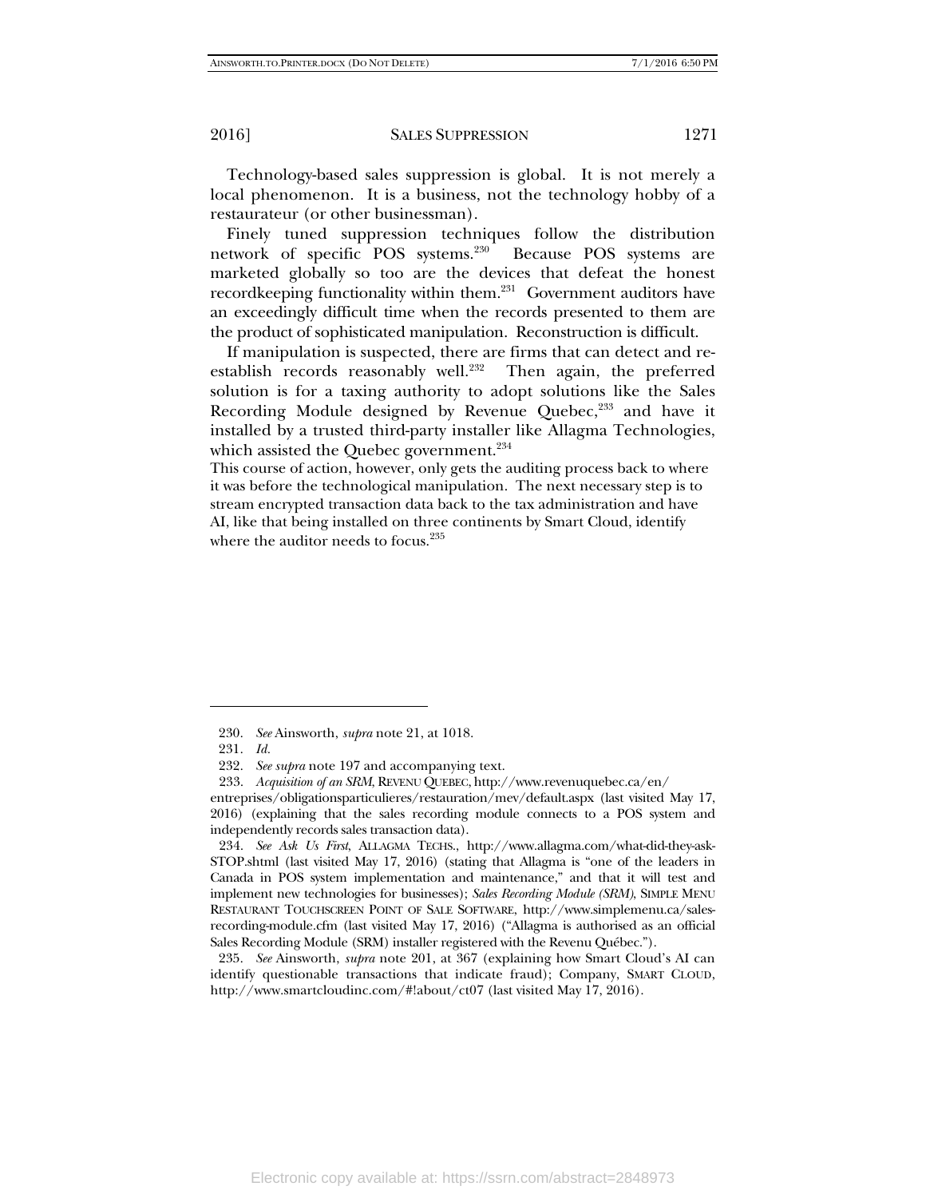Technology-based sales suppression is global. It is not merely a local phenomenon. It is a business, not the technology hobby of a restaurateur (or other businessman).

Finely tuned suppression techniques follow the distribution network of specific POS systems.[230] Because POS systems are marketed globally so too are the devices that defeat the honest recordkeeping functionality within them.[231] Government auditors have an exceedingly difficult time when the records presented to them are the product of sophisticated manipulation. Reconstruction is difficult.

If manipulation is suspected, there are firms that can detect and re-establish records reasonably well.[232] Then again, the preferred solution is for a taxing authority to adopt solutions like the Sales Recording Module designed by Revenue Quebec,[233] and have it installed by a trusted third-party installer like Allagma Technologies, which assisted the Quebec government.[234]

This course of action, however, only gets the auditing process back to where it was before the technological manipulation. The next necessary step is to stream encrypted transaction data back to the tax administration and have AI, like that being installed on three continents by Smart Cloud, identify where the auditor needs to focus.[235]

---

230. *See* Ainsworth, *supra* note 21, at 1018.

231. *Id.*

232. *See supra* note 197 and accompanying text.

233. *Acquisition of an SRM*, REVENU QUEBEC, http://www.revenuquebec.ca/en/entreprises/obligationsparticulieres/restauration/mev/default.aspx (last visited May 17, 2016) (explaining that the sales recording module connects to a POS system and independently records sales transaction data).

234. *See Ask Us First*, ALLAGMA TECHS., http://www.allagma.com/what-did-they-ask-STOP.shtml (last visited May 17, 2016) (stating that Allagma is "one of the leaders in Canada in POS system implementation and maintenance," and that it will test and implement new technologies for businesses); *Sales Recording Module (SRM)*, SIMPLE MENU RESTAURANT TOUCHSCREEN POINT OF SALE SOFTWARE, http://www.simplemenu.ca/sales-recording-module.cfm (last visited May 17, 2016) ("Allagma is authorised as an official Sales Recording Module (SRM) installer registered with the Revenu Québec.").

235. *See* Ainsworth, *supra* note 201, at 367 (explaining how Smart Cloud's AI can identify questionable transactions that indicate fraud); Company, SMART CLOUD, http://www.smartcloudinc.com/#!about/ct07 (last visited May 17, 2016).